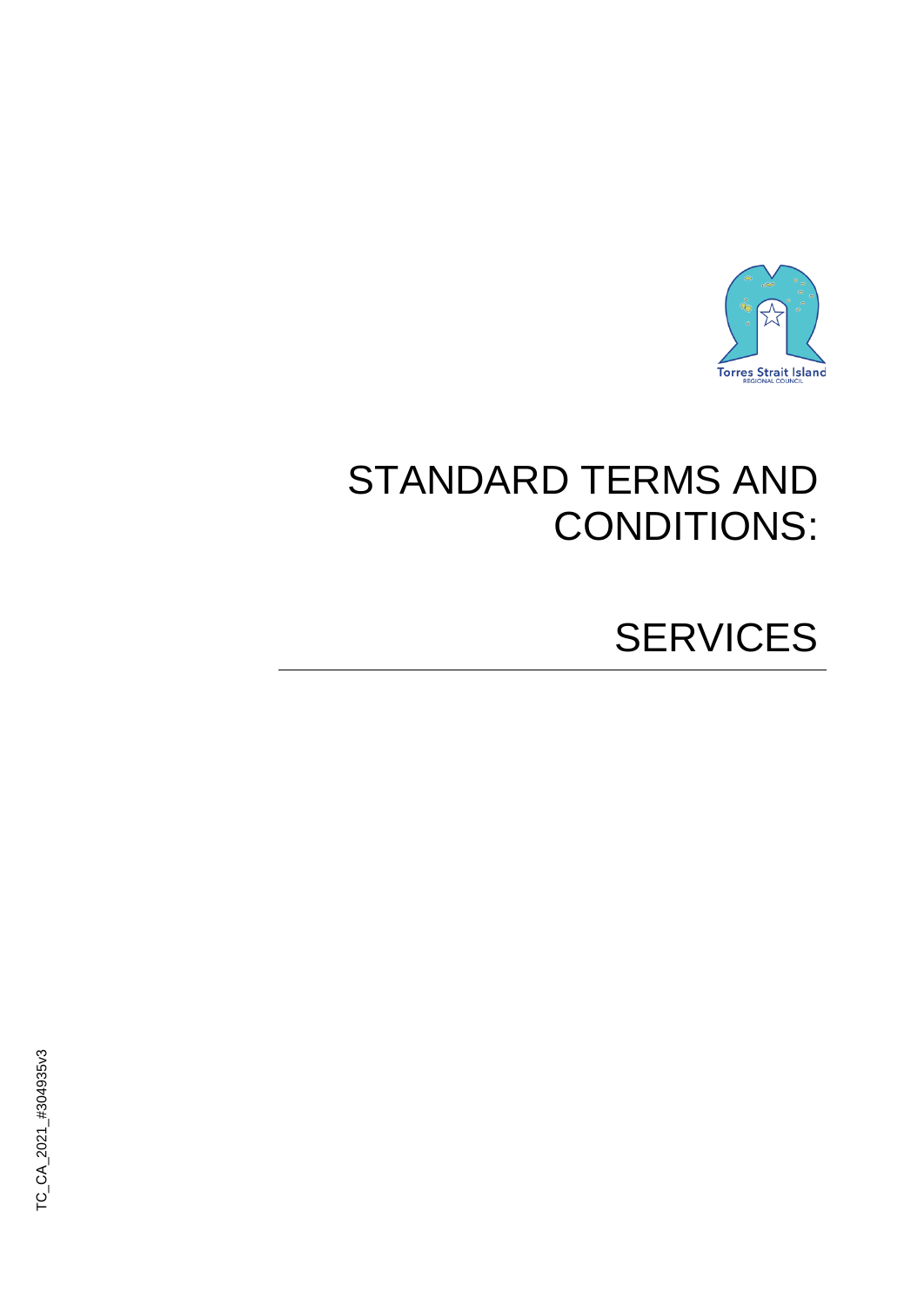# STANDARD TERMS AND CONDITIONS:

# SERVICES

TC_CA_2021_#304935v3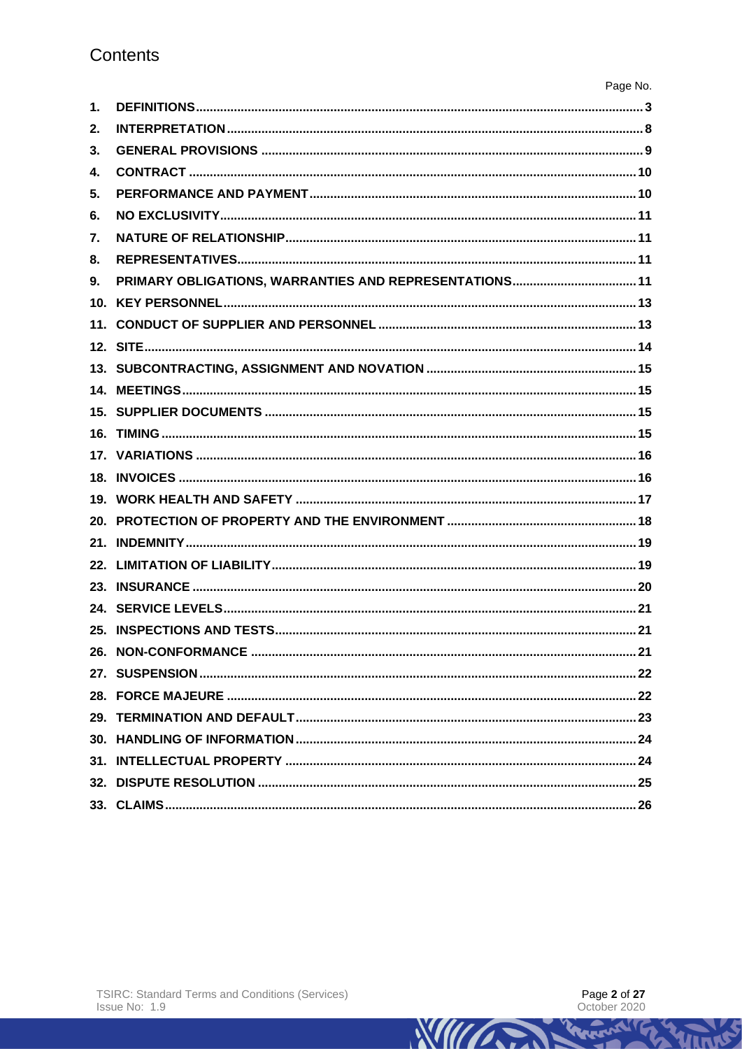# Contents

| | | Page No. |
|---|---|---|
| 1. | **DEFINITIONS** | 3 |
| 2. | **INTERPRETATION** | 8 |
| 3. | **GENERAL PROVISIONS** | 9 |
| 4. | **CONTRACT** | 10 |
| 5. | **PERFORMANCE AND PAYMENT** | 10 |
| 6. | **NO EXCLUSIVITY** | 11 |
| 7. | **NATURE OF RELATIONSHIP** | 11 |
| 8. | **REPRESENTATIVES** | 11 |
| 9. | **PRIMARY OBLIGATIONS, WARRANTIES AND REPRESENTATIONS** | 11 |
| 10. | **KEY PERSONNEL** | 13 |
| 11. | **CONDUCT OF SUPPLIER AND PERSONNEL** | 13 |
| 12. | **SITE** | 14 |
| 13. | **SUBCONTRACTING, ASSIGNMENT AND NOVATION** | 15 |
| 14. | **MEETINGS** | 15 |
| 15. | **SUPPLIER DOCUMENTS** | 15 |
| 16. | **TIMING** | 15 |
| 17. | **VARIATIONS** | 16 |
| 18. | **INVOICES** | 16 |
| 19. | **WORK HEALTH AND SAFETY** | 17 |
| 20. | **PROTECTION OF PROPERTY AND THE ENVIRONMENT** | 18 |
| 21. | **INDEMNITY** | 19 |
| 22. | **LIMITATION OF LIABILITY** | 19 |
| 23. | **INSURANCE** | 20 |
| 24. | **SERVICE LEVELS** | 21 |
| 25. | **INSPECTIONS AND TESTS** | 21 |
| 26. | **NON-CONFORMANCE** | 21 |
| 27. | **SUSPENSION** | 22 |
| 28. | **FORCE MAJEURE** | 22 |
| 29. | **TERMINATION AND DEFAULT** | 23 |
| 30. | **HANDLING OF INFORMATION** | 24 |
| 31. | **INTELLECTUAL PROPERTY** | 24 |
| 32. | **DISPUTE RESOLUTION** | 25 |
| 33. | **CLAIMS** | 26 |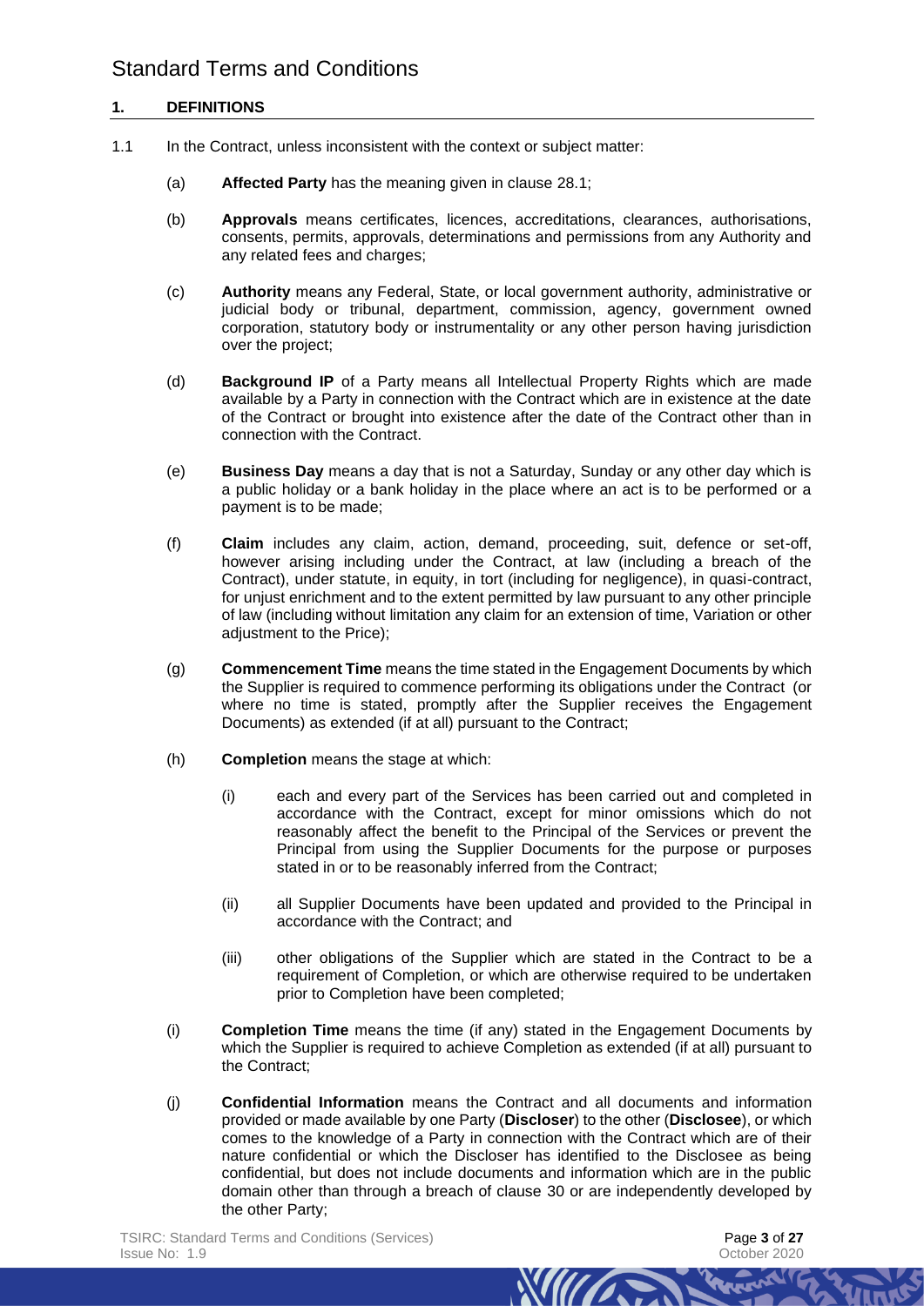# Standard Terms and Conditions

## 1. DEFINITIONS

1.1 In the Contract, unless inconsistent with the context or subject matter:

(a) **Affected Party** has the meaning given in clause 28.1;

(b) **Approvals** means certificates, licences, accreditations, clearances, authorisations, consents, permits, approvals, determinations and permissions from any Authority and any related fees and charges;

(c) **Authority** means any Federal, State, or local government authority, administrative or judicial body or tribunal, department, commission, agency, government owned corporation, statutory body or instrumentality or any other person having jurisdiction over the project;

(d) **Background IP** of a Party means all Intellectual Property Rights which are made available by a Party in connection with the Contract which are in existence at the date of the Contract or brought into existence after the date of the Contract other than in connection with the Contract.

(e) **Business Day** means a day that is not a Saturday, Sunday or any other day which is a public holiday or a bank holiday in the place where an act is to be performed or a payment is to be made;

(f) **Claim** includes any claim, action, demand, proceeding, suit, defence or set-off, however arising including under the Contract, at law (including a breach of the Contract), under statute, in equity, in tort (including for negligence), in quasi-contract, for unjust enrichment and to the extent permitted by law pursuant to any other principle of law (including without limitation any claim for an extension of time, Variation or other adjustment to the Price);

(g) **Commencement Time** means the time stated in the Engagement Documents by which the Supplier is required to commence performing its obligations under the Contract (or where no time is stated, promptly after the Supplier receives the Engagement Documents) as extended (if at all) pursuant to the Contract;

(h) **Completion** means the stage at which:

(i) each and every part of the Services has been carried out and completed in accordance with the Contract, except for minor omissions which do not reasonably affect the benefit to the Principal of the Services or prevent the Principal from using the Supplier Documents for the purpose or purposes stated in or to be reasonably inferred from the Contract;

(ii) all Supplier Documents have been updated and provided to the Principal in accordance with the Contract; and

(iii) other obligations of the Supplier which are stated in the Contract to be a requirement of Completion, or which are otherwise required to be undertaken prior to Completion have been completed;

(i) **Completion Time** means the time (if any) stated in the Engagement Documents by which the Supplier is required to achieve Completion as extended (if at all) pursuant to the Contract;

(j) **Confidential Information** means the Contract and all documents and information provided or made available by one Party (**Discloser**) to the other (**Disclosee**), or which comes to the knowledge of a Party in connection with the Contract which are of their nature confidential or which the Discloser has identified to the Disclosee as being confidential, but does not include documents and information which are in the public domain other than through a breach of clause 30 or are independently developed by the other Party;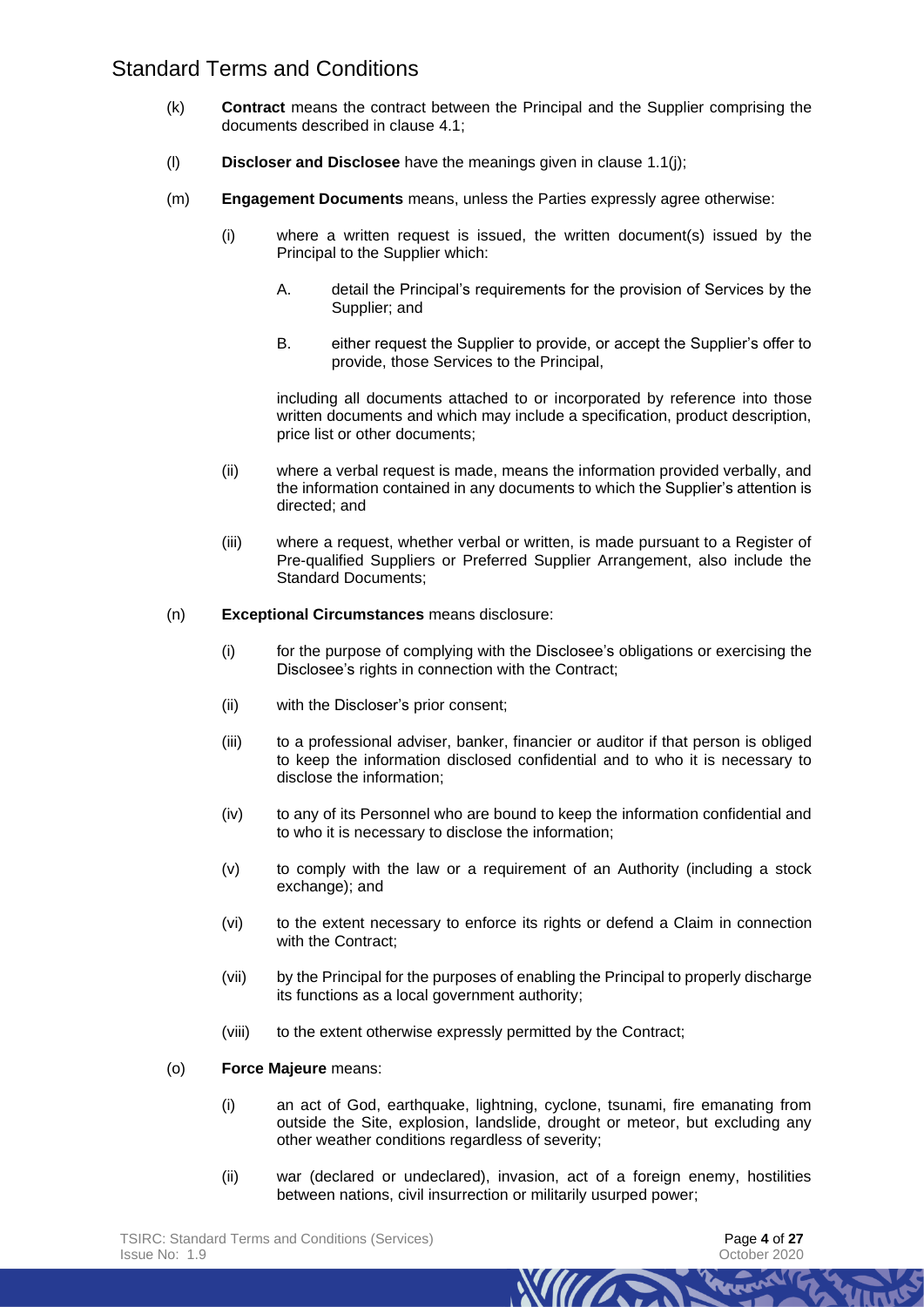(k) **Contract** means the contract between the Principal and the Supplier comprising the documents described in clause 4.1;

(l) **Discloser and Disclosee** have the meanings given in clause 1.1(j);

(m) **Engagement Documents** means, unless the Parties expressly agree otherwise:

(i) where a written request is issued, the written document(s) issued by the Principal to the Supplier which:

A. detail the Principal's requirements for the provision of Services by the Supplier; and

B. either request the Supplier to provide, or accept the Supplier's offer to provide, those Services to the Principal,

including all documents attached to or incorporated by reference into those written documents and which may include a specification, product description, price list or other documents;

(ii) where a verbal request is made, means the information provided verbally, and the information contained in any documents to which the Supplier's attention is directed; and

(iii) where a request, whether verbal or written, is made pursuant to a Register of Pre-qualified Suppliers or Preferred Supplier Arrangement, also include the Standard Documents;

(n) **Exceptional Circumstances** means disclosure:

(i) for the purpose of complying with the Disclosee's obligations or exercising the Disclosee's rights in connection with the Contract;

(ii) with the Discloser's prior consent;

(iii) to a professional adviser, banker, financier or auditor if that person is obliged to keep the information disclosed confidential and to who it is necessary to disclose the information;

(iv) to any of its Personnel who are bound to keep the information confidential and to who it is necessary to disclose the information;

(v) to comply with the law or a requirement of an Authority (including a stock exchange); and

(vi) to the extent necessary to enforce its rights or defend a Claim in connection with the Contract;

(vii) by the Principal for the purposes of enabling the Principal to properly discharge its functions as a local government authority;

(viii) to the extent otherwise expressly permitted by the Contract;

(o) **Force Majeure** means:

(i) an act of God, earthquake, lightning, cyclone, tsunami, fire emanating from outside the Site, explosion, landslide, drought or meteor, but excluding any other weather conditions regardless of severity;

(ii) war (declared or undeclared), invasion, act of a foreign enemy, hostilities between nations, civil insurrection or militarily usurped power;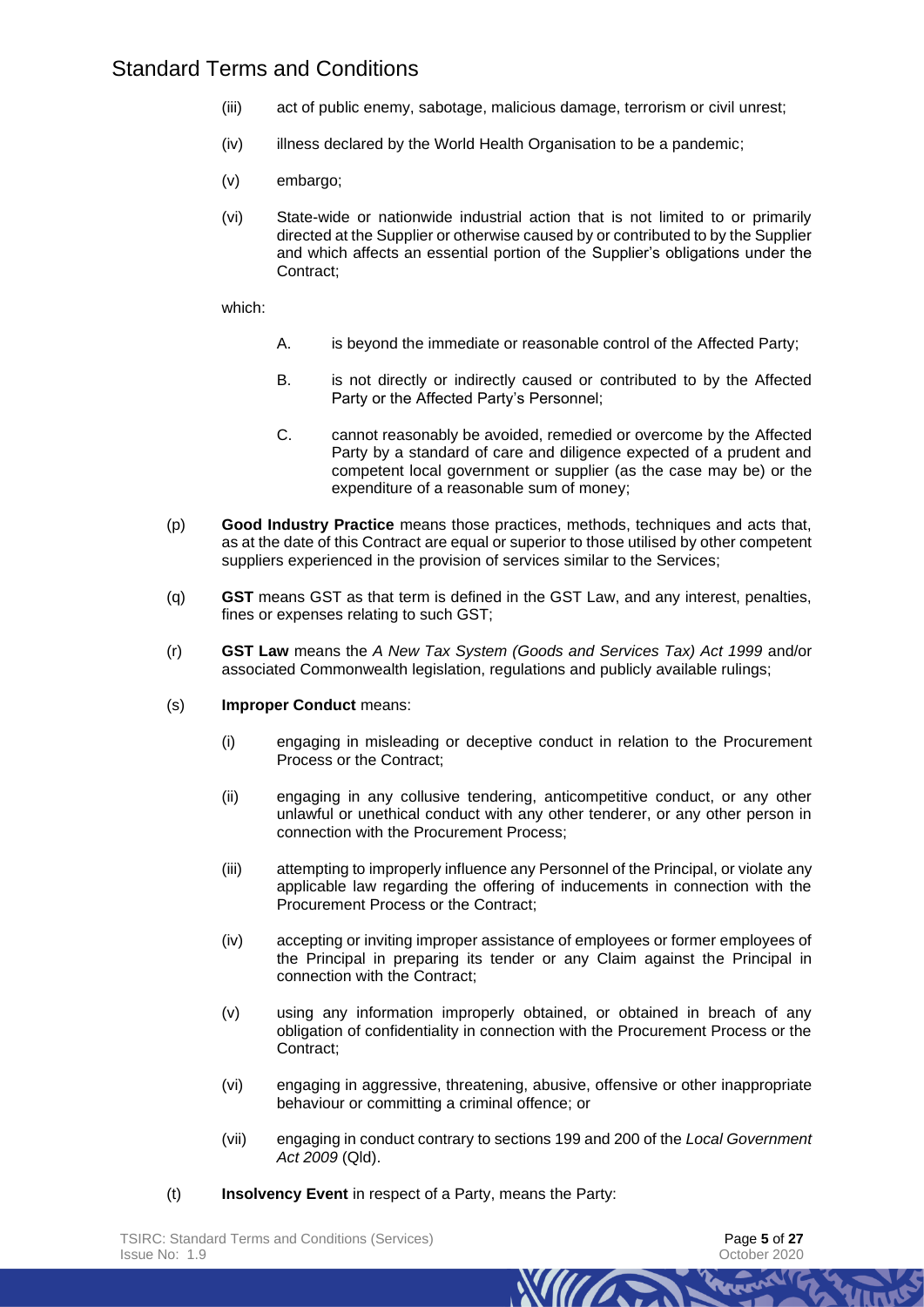(iii) act of public enemy, sabotage, malicious damage, terrorism or civil unrest;

(iv) illness declared by the World Health Organisation to be a pandemic;

(v) embargo;

(vi) State-wide or nationwide industrial action that is not limited to or primarily directed at the Supplier or otherwise caused by or contributed to by the Supplier and which affects an essential portion of the Supplier's obligations under the Contract;

which:

A. is beyond the immediate or reasonable control of the Affected Party;

B. is not directly or indirectly caused or contributed to by the Affected Party or the Affected Party's Personnel;

C. cannot reasonably be avoided, remedied or overcome by the Affected Party by a standard of care and diligence expected of a prudent and competent local government or supplier (as the case may be) or the expenditure of a reasonable sum of money;

(p) **Good Industry Practice** means those practices, methods, techniques and acts that, as at the date of this Contract are equal or superior to those utilised by other competent suppliers experienced in the provision of services similar to the Services;

(q) **GST** means GST as that term is defined in the GST Law, and any interest, penalties, fines or expenses relating to such GST;

(r) **GST Law** means the *A New Tax System (Goods and Services Tax) Act 1999* and/or associated Commonwealth legislation, regulations and publicly available rulings;

(s) **Improper Conduct** means:

(i) engaging in misleading or deceptive conduct in relation to the Procurement Process or the Contract;

(ii) engaging in any collusive tendering, anticompetitive conduct, or any other unlawful or unethical conduct with any other tenderer, or any other person in connection with the Procurement Process;

(iii) attempting to improperly influence any Personnel of the Principal, or violate any applicable law regarding the offering of inducements in connection with the Procurement Process or the Contract;

(iv) accepting or inviting improper assistance of employees or former employees of the Principal in preparing its tender or any Claim against the Principal in connection with the Contract;

(v) using any information improperly obtained, or obtained in breach of any obligation of confidentiality in connection with the Procurement Process or the Contract;

(vi) engaging in aggressive, threatening, abusive, offensive or other inappropriate behaviour or committing a criminal offence; or

(vii) engaging in conduct contrary to sections 199 and 200 of the *Local Government Act 2009* (Qld).

(t) **Insolvency Event** in respect of a Party, means the Party: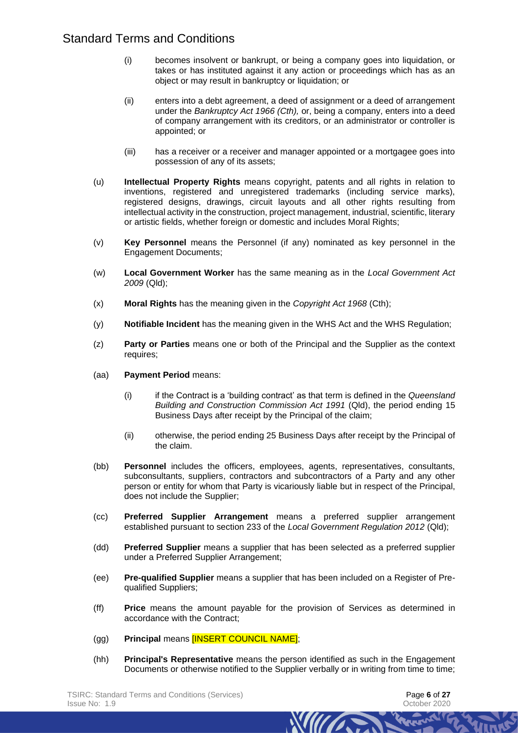(i) becomes insolvent or bankrupt, or being a company goes into liquidation, or takes or has instituted against it any action or proceedings which has as an object or may result in bankruptcy or liquidation; or

(ii) enters into a debt agreement, a deed of assignment or a deed of arrangement under the *Bankruptcy Act 1966 (Cth),* or, being a company, enters into a deed of company arrangement with its creditors, or an administrator or controller is appointed; or

(iii) has a receiver or a receiver and manager appointed or a mortgagee goes into possession of any of its assets;

(u) **Intellectual Property Rights** means copyright, patents and all rights in relation to inventions, registered and unregistered trademarks (including service marks), registered designs, drawings, circuit layouts and all other rights resulting from intellectual activity in the construction, project management, industrial, scientific, literary or artistic fields, whether foreign or domestic and includes Moral Rights;

(v) **Key Personnel** means the Personnel (if any) nominated as key personnel in the Engagement Documents;

(w) **Local Government Worker** has the same meaning as in the *Local Government Act 2009* (Qld);

(x) **Moral Rights** has the meaning given in the *Copyright Act 1968* (Cth);

(y) **Notifiable Incident** has the meaning given in the WHS Act and the WHS Regulation;

(z) **Party or Parties** means one or both of the Principal and the Supplier as the context requires;

(aa) **Payment Period** means:

(i) if the Contract is a 'building contract' as that term is defined in the *Queensland Building and Construction Commission Act 1991* (Qld), the period ending 15 Business Days after receipt by the Principal of the claim;

(ii) otherwise, the period ending 25 Business Days after receipt by the Principal of the claim.

(bb) **Personnel** includes the officers, employees, agents, representatives, consultants, subconsultants, suppliers, contractors and subcontractors of a Party and any other person or entity for whom that Party is vicariously liable but in respect of the Principal, does not include the Supplier;

(cc) **Preferred Supplier Arrangement** means a preferred supplier arrangement established pursuant to section 233 of the *Local Government Regulation 2012* (Qld);

(dd) **Preferred Supplier** means a supplier that has been selected as a preferred supplier under a Preferred Supplier Arrangement;

(ee) **Pre-qualified Supplier** means a supplier that has been included on a Register of Pre-qualified Suppliers;

(ff) **Price** means the amount payable for the provision of Services as determined in accordance with the Contract;

(gg) **Principal** means [INSERT COUNCIL NAME];

(hh) **Principal's Representative** means the person identified as such in the Engagement Documents or otherwise notified to the Supplier verbally or in writing from time to time;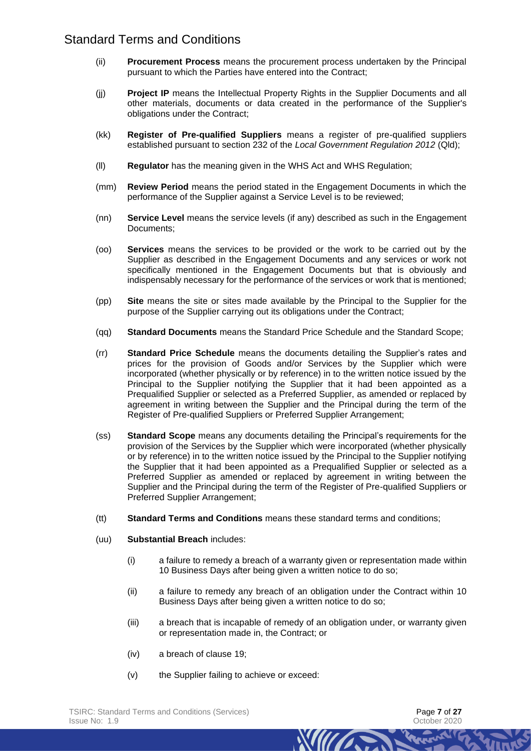# Standard Terms and Conditions

(ii) **Procurement Process** means the procurement process undertaken by the Principal pursuant to which the Parties have entered into the Contract;

(jj) **Project IP** means the Intellectual Property Rights in the Supplier Documents and all other materials, documents or data created in the performance of the Supplier's obligations under the Contract;

(kk) **Register of Pre-qualified Suppliers** means a register of pre-qualified suppliers established pursuant to section 232 of the *Local Government Regulation 2012* (Qld);

(ll) **Regulator** has the meaning given in the WHS Act and WHS Regulation;

(mm) **Review Period** means the period stated in the Engagement Documents in which the performance of the Supplier against a Service Level is to be reviewed;

(nn) **Service Level** means the service levels (if any) described as such in the Engagement Documents;

(oo) **Services** means the services to be provided or the work to be carried out by the Supplier as described in the Engagement Documents and any services or work not specifically mentioned in the Engagement Documents but that is obviously and indispensably necessary for the performance of the services or work that is mentioned;

(pp) **Site** means the site or sites made available by the Principal to the Supplier for the purpose of the Supplier carrying out its obligations under the Contract;

(qq) **Standard Documents** means the Standard Price Schedule and the Standard Scope;

(rr) **Standard Price Schedule** means the documents detailing the Supplier's rates and prices for the provision of Goods and/or Services by the Supplier which were incorporated (whether physically or by reference) in to the written notice issued by the Principal to the Supplier notifying the Supplier that it had been appointed as a Prequalified Supplier or selected as a Preferred Supplier, as amended or replaced by agreement in writing between the Supplier and the Principal during the term of the Register of Pre-qualified Suppliers or Preferred Supplier Arrangement;

(ss) **Standard Scope** means any documents detailing the Principal's requirements for the provision of the Services by the Supplier which were incorporated (whether physically or by reference) in to the written notice issued by the Principal to the Supplier notifying the Supplier that it had been appointed as a Prequalified Supplier or selected as a Preferred Supplier as amended or replaced by agreement in writing between the Supplier and the Principal during the term of the Register of Pre-qualified Suppliers or Preferred Supplier Arrangement;

(tt) **Standard Terms and Conditions** means these standard terms and conditions;

(uu) **Substantial Breach** includes:

(i) a failure to remedy a breach of a warranty given or representation made within 10 Business Days after being given a written notice to do so;

(ii) a failure to remedy any breach of an obligation under the Contract within 10 Business Days after being given a written notice to do so;

(iii) a breach that is incapable of remedy of an obligation under, or warranty given or representation made in, the Contract; or

(iv) a breach of clause 19;

(v) the Supplier failing to achieve or exceed: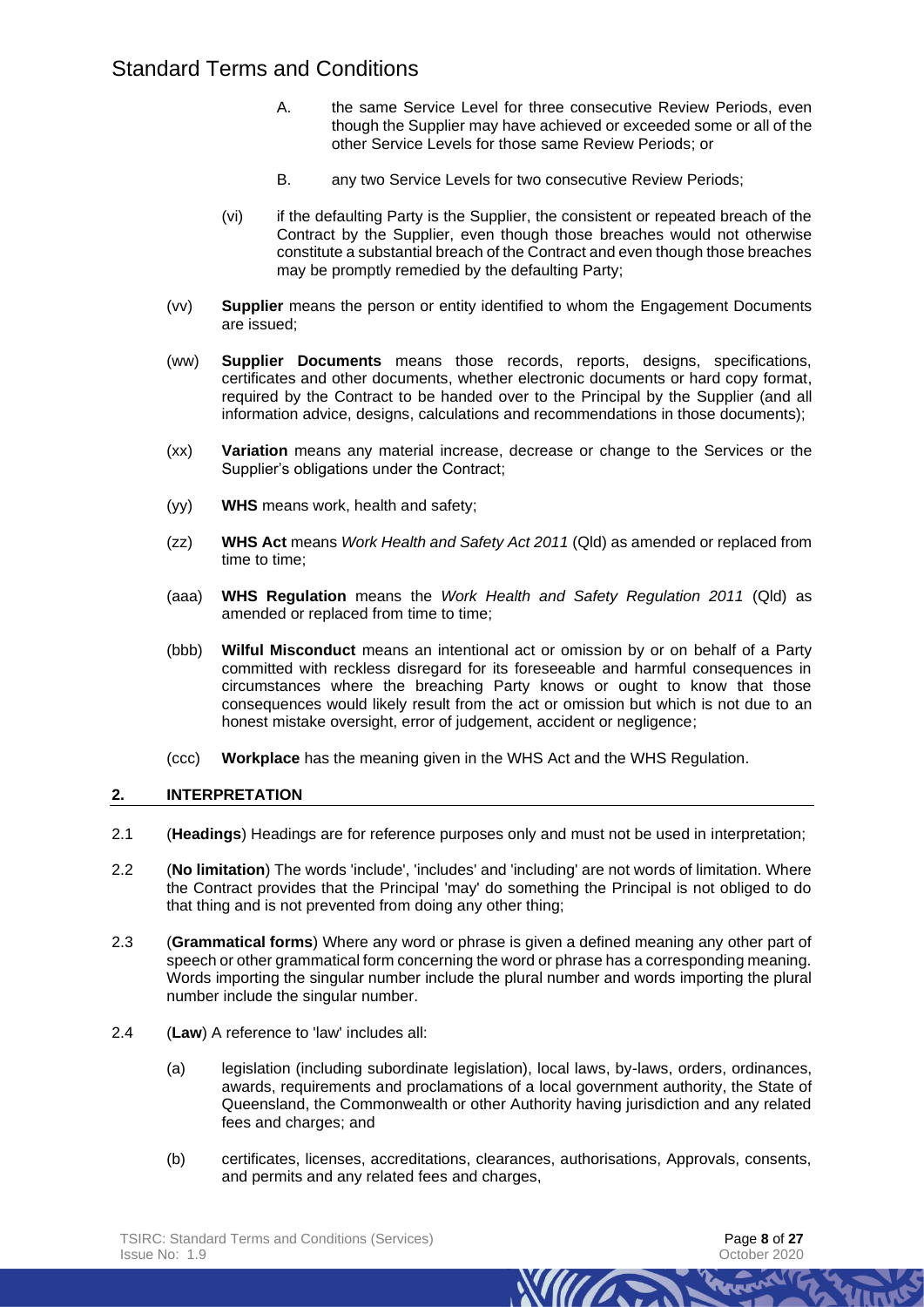A. the same Service Level for three consecutive Review Periods, even though the Supplier may have achieved or exceeded some or all of the other Service Levels for those same Review Periods; or

B. any two Service Levels for two consecutive Review Periods;

(vi) if the defaulting Party is the Supplier, the consistent or repeated breach of the Contract by the Supplier, even though those breaches would not otherwise constitute a substantial breach of the Contract and even though those breaches may be promptly remedied by the defaulting Party;

(vv) **Supplier** means the person or entity identified to whom the Engagement Documents are issued;

(ww) **Supplier Documents** means those records, reports, designs, specifications, certificates and other documents, whether electronic documents or hard copy format, required by the Contract to be handed over to the Principal by the Supplier (and all information advice, designs, calculations and recommendations in those documents);

(xx) **Variation** means any material increase, decrease or change to the Services or the Supplier's obligations under the Contract;

(yy) **WHS** means work, health and safety;

(zz) **WHS Act** means *Work Health and Safety Act 2011* (Qld) as amended or replaced from time to time;

(aaa) **WHS Regulation** means the *Work Health and Safety Regulation 2011* (Qld) as amended or replaced from time to time;

(bbb) **Wilful Misconduct** means an intentional act or omission by or on behalf of a Party committed with reckless disregard for its foreseeable and harmful consequences in circumstances where the breaching Party knows or ought to know that those consequences would likely result from the act or omission but which is not due to an honest mistake oversight, error of judgement, accident or negligence;

(ccc) **Workplace** has the meaning given in the WHS Act and the WHS Regulation.

## 2. INTERPRETATION

2.1 (**Headings**) Headings are for reference purposes only and must not be used in interpretation;

2.2 (**No limitation**) The words 'include', 'includes' and 'including' are not words of limitation. Where the Contract provides that the Principal 'may' do something the Principal is not obliged to do that thing and is not prevented from doing any other thing;

2.3 (**Grammatical forms**) Where any word or phrase is given a defined meaning any other part of speech or other grammatical form concerning the word or phrase has a corresponding meaning. Words importing the singular number include the plural number and words importing the plural number include the singular number.

2.4 (**Law**) A reference to 'law' includes all:

(a) legislation (including subordinate legislation), local laws, by-laws, orders, ordinances, awards, requirements and proclamations of a local government authority, the State of Queensland, the Commonwealth or other Authority having jurisdiction and any related fees and charges; and

(b) certificates, licenses, accreditations, clearances, authorisations, Approvals, consents, and permits and any related fees and charges,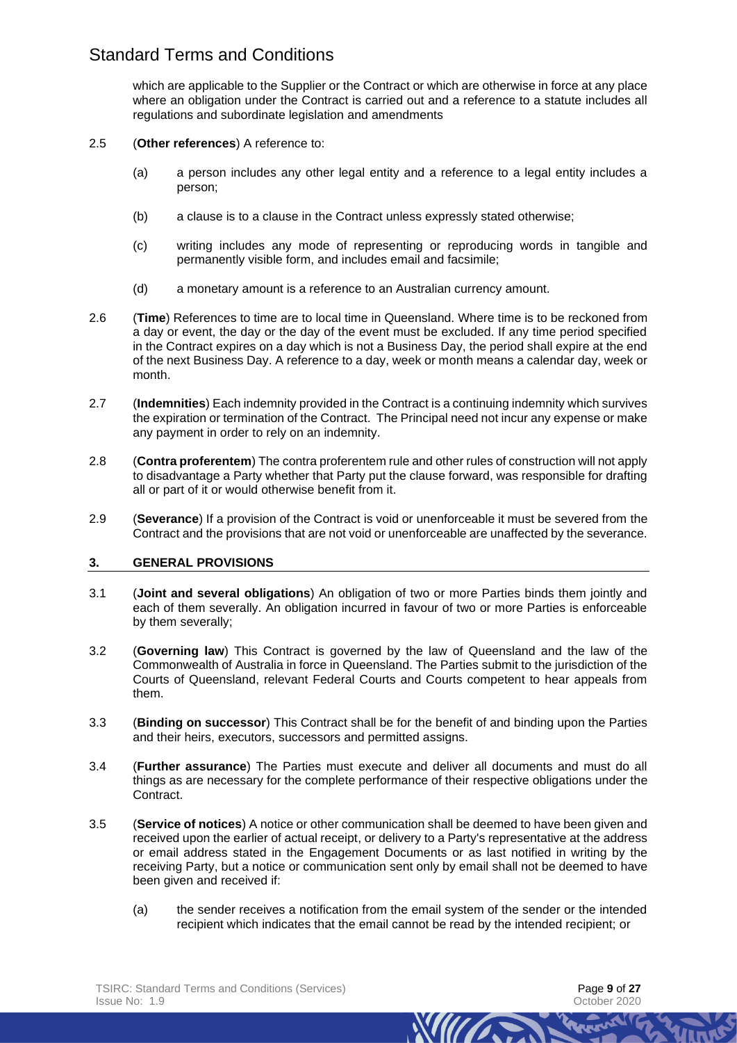which are applicable to the Supplier or the Contract or which are otherwise in force at any place where an obligation under the Contract is carried out and a reference to a statute includes all regulations and subordinate legislation and amendments

2.5 (**Other references**) A reference to:

(a) a person includes any other legal entity and a reference to a legal entity includes a person;

(b) a clause is to a clause in the Contract unless expressly stated otherwise;

(c) writing includes any mode of representing or reproducing words in tangible and permanently visible form, and includes email and facsimile;

(d) a monetary amount is a reference to an Australian currency amount.

2.6 (**Time**) References to time are to local time in Queensland. Where time is to be reckoned from a day or event, the day or the day of the event must be excluded. If any time period specified in the Contract expires on a day which is not a Business Day, the period shall expire at the end of the next Business Day. A reference to a day, week or month means a calendar day, week or month.

2.7 (**Indemnities**) Each indemnity provided in the Contract is a continuing indemnity which survives the expiration or termination of the Contract. The Principal need not incur any expense or make any payment in order to rely on an indemnity.

2.8 (**Contra proferentem**) The contra proferentem rule and other rules of construction will not apply to disadvantage a Party whether that Party put the clause forward, was responsible for drafting all or part of it or would otherwise benefit from it.

2.9 (**Severance**) If a provision of the Contract is void or unenforceable it must be severed from the Contract and the provisions that are not void or unenforceable are unaffected by the severance.

## 3. GENERAL PROVISIONS

3.1 (**Joint and several obligations**) An obligation of two or more Parties binds them jointly and each of them severally. An obligation incurred in favour of two or more Parties is enforceable by them severally;

3.2 (**Governing law**) This Contract is governed by the law of Queensland and the law of the Commonwealth of Australia in force in Queensland. The Parties submit to the jurisdiction of the Courts of Queensland, relevant Federal Courts and Courts competent to hear appeals from them.

3.3 (**Binding on successor**) This Contract shall be for the benefit of and binding upon the Parties and their heirs, executors, successors and permitted assigns.

3.4 (**Further assurance**) The Parties must execute and deliver all documents and must do all things as are necessary for the complete performance of their respective obligations under the Contract.

3.5 (**Service of notices**) A notice or other communication shall be deemed to have been given and received upon the earlier of actual receipt, or delivery to a Party's representative at the address or email address stated in the Engagement Documents or as last notified in writing by the receiving Party, but a notice or communication sent only by email shall not be deemed to have been given and received if:

(a) the sender receives a notification from the email system of the sender or the intended recipient which indicates that the email cannot be read by the intended recipient; or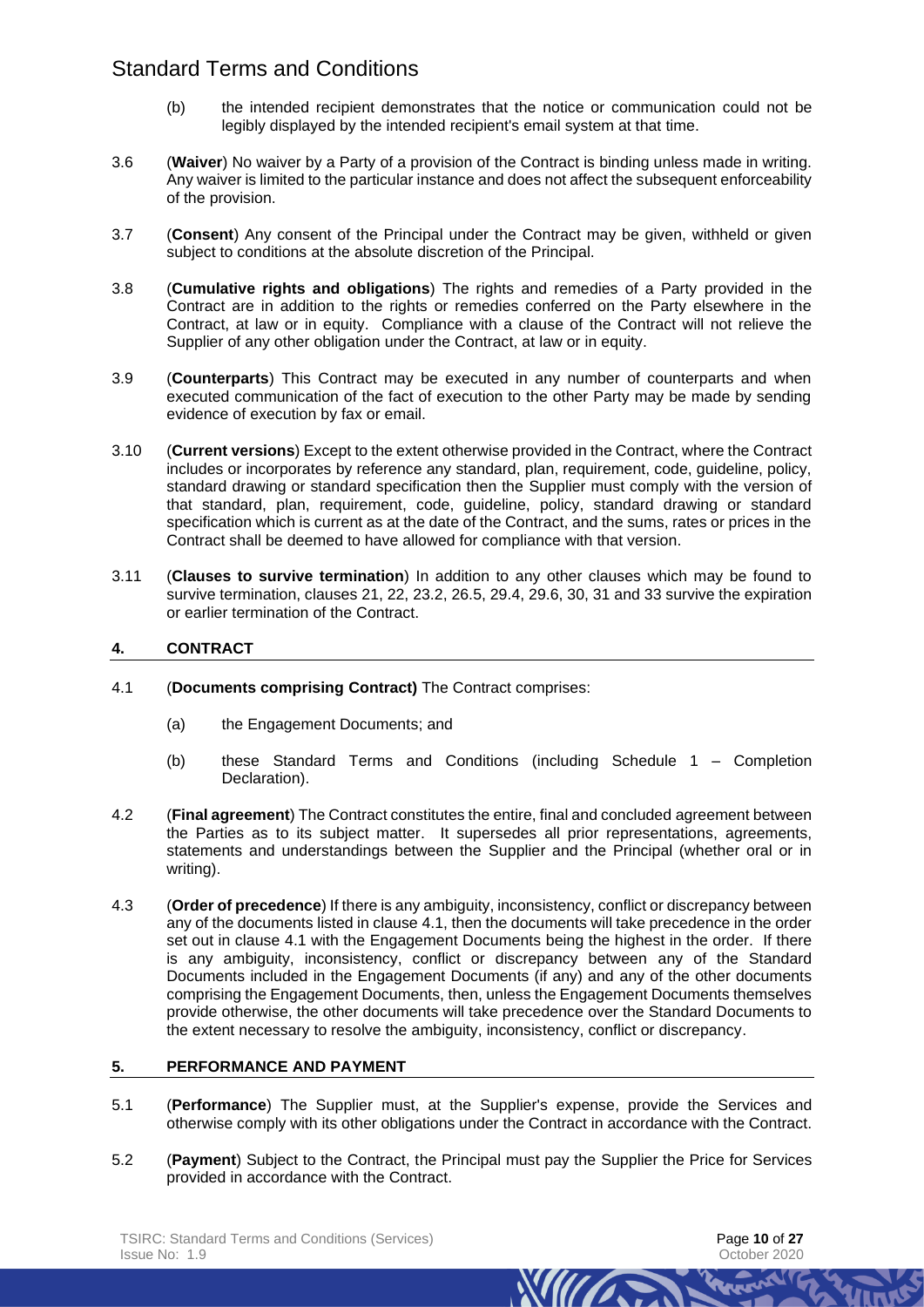(b) the intended recipient demonstrates that the notice or communication could not be legibly displayed by the intended recipient's email system at that time.

3.6 (**Waiver**) No waiver by a Party of a provision of the Contract is binding unless made in writing. Any waiver is limited to the particular instance and does not affect the subsequent enforceability of the provision.

3.7 (**Consent**) Any consent of the Principal under the Contract may be given, withheld or given subject to conditions at the absolute discretion of the Principal.

3.8 (**Cumulative rights and obligations**) The rights and remedies of a Party provided in the Contract are in addition to the rights or remedies conferred on the Party elsewhere in the Contract, at law or in equity. Compliance with a clause of the Contract will not relieve the Supplier of any other obligation under the Contract, at law or in equity.

3.9 (**Counterparts**) This Contract may be executed in any number of counterparts and when executed communication of the fact of execution to the other Party may be made by sending evidence of execution by fax or email.

3.10 (**Current versions**) Except to the extent otherwise provided in the Contract, where the Contract includes or incorporates by reference any standard, plan, requirement, code, guideline, policy, standard drawing or standard specification then the Supplier must comply with the version of that standard, plan, requirement, code, guideline, policy, standard drawing or standard specification which is current as at the date of the Contract, and the sums, rates or prices in the Contract shall be deemed to have allowed for compliance with that version.

3.11 (**Clauses to survive termination**) In addition to any other clauses which may be found to survive termination, clauses 21, 22, 23.2, 26.5, 29.4, 29.6, 30, 31 and 33 survive the expiration or earlier termination of the Contract.

## 4. CONTRACT

4.1 (**Documents comprising Contract)** The Contract comprises:

(a) the Engagement Documents; and

(b) these Standard Terms and Conditions (including Schedule 1 – Completion Declaration).

4.2 (**Final agreement**) The Contract constitutes the entire, final and concluded agreement between the Parties as to its subject matter. It supersedes all prior representations, agreements, statements and understandings between the Supplier and the Principal (whether oral or in writing).

4.3 (**Order of precedence**) If there is any ambiguity, inconsistency, conflict or discrepancy between any of the documents listed in clause 4.1, then the documents will take precedence in the order set out in clause 4.1 with the Engagement Documents being the highest in the order. If there is any ambiguity, inconsistency, conflict or discrepancy between any of the Standard Documents included in the Engagement Documents (if any) and any of the other documents comprising the Engagement Documents, then, unless the Engagement Documents themselves provide otherwise, the other documents will take precedence over the Standard Documents to the extent necessary to resolve the ambiguity, inconsistency, conflict or discrepancy.

## 5. PERFORMANCE AND PAYMENT

5.1 (**Performance**) The Supplier must, at the Supplier's expense, provide the Services and otherwise comply with its other obligations under the Contract in accordance with the Contract.

5.2 (**Payment**) Subject to the Contract, the Principal must pay the Supplier the Price for Services provided in accordance with the Contract.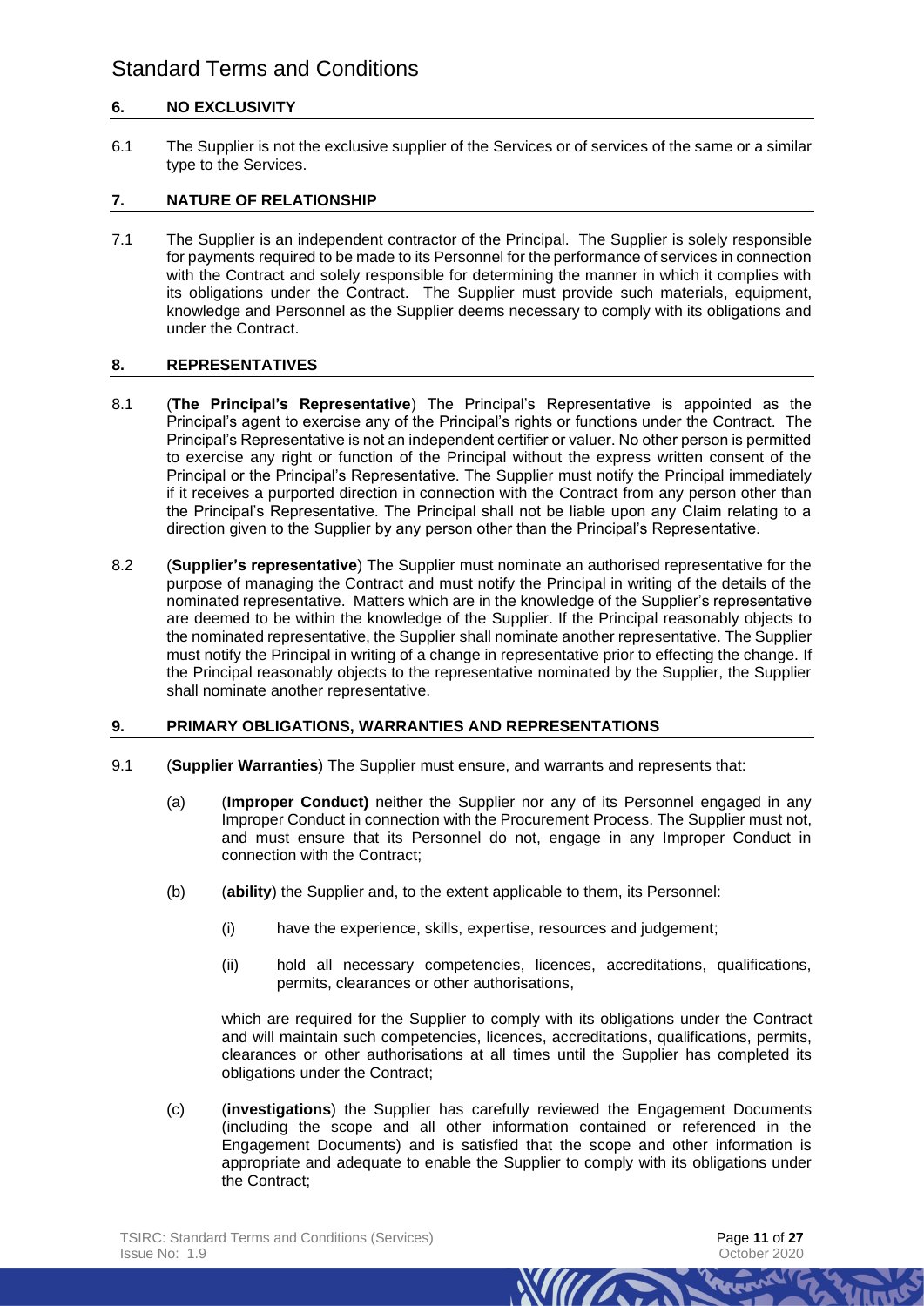## 6. NO EXCLUSIVITY

6.1 The Supplier is not the exclusive supplier of the Services or of services of the same or a similar type to the Services.

## 7. NATURE OF RELATIONSHIP

7.1 The Supplier is an independent contractor of the Principal. The Supplier is solely responsible for payments required to be made to its Personnel for the performance of services in connection with the Contract and solely responsible for determining the manner in which it complies with its obligations under the Contract. The Supplier must provide such materials, equipment, knowledge and Personnel as the Supplier deems necessary to comply with its obligations and under the Contract.

## 8. REPRESENTATIVES

8.1 (**The Principal's Representative**) The Principal's Representative is appointed as the Principal's agent to exercise any of the Principal's rights or functions under the Contract. The Principal's Representative is not an independent certifier or valuer. No other person is permitted to exercise any right or function of the Principal without the express written consent of the Principal or the Principal's Representative. The Supplier must notify the Principal immediately if it receives a purported direction in connection with the Contract from any person other than the Principal's Representative. The Principal shall not be liable upon any Claim relating to a direction given to the Supplier by any person other than the Principal's Representative.

8.2 (**Supplier's representative**) The Supplier must nominate an authorised representative for the purpose of managing the Contract and must notify the Principal in writing of the details of the nominated representative. Matters which are in the knowledge of the Supplier's representative are deemed to be within the knowledge of the Supplier. If the Principal reasonably objects to the nominated representative, the Supplier shall nominate another representative. The Supplier must notify the Principal in writing of a change in representative prior to effecting the change. If the Principal reasonably objects to the representative nominated by the Supplier, the Supplier shall nominate another representative.

## 9. PRIMARY OBLIGATIONS, WARRANTIES AND REPRESENTATIONS

9.1 (**Supplier Warranties**) The Supplier must ensure, and warrants and represents that:

(a) (**Improper Conduct)** neither the Supplier nor any of its Personnel engaged in any Improper Conduct in connection with the Procurement Process. The Supplier must not, and must ensure that its Personnel do not, engage in any Improper Conduct in connection with the Contract;

(b) (**ability**) the Supplier and, to the extent applicable to them, its Personnel:

(i) have the experience, skills, expertise, resources and judgement;

(ii) hold all necessary competencies, licences, accreditations, qualifications, permits, clearances or other authorisations,

which are required for the Supplier to comply with its obligations under the Contract and will maintain such competencies, licences, accreditations, qualifications, permits, clearances or other authorisations at all times until the Supplier has completed its obligations under the Contract;

(c) (**investigations**) the Supplier has carefully reviewed the Engagement Documents (including the scope and all other information contained or referenced in the Engagement Documents) and is satisfied that the scope and other information is appropriate and adequate to enable the Supplier to comply with its obligations under the Contract;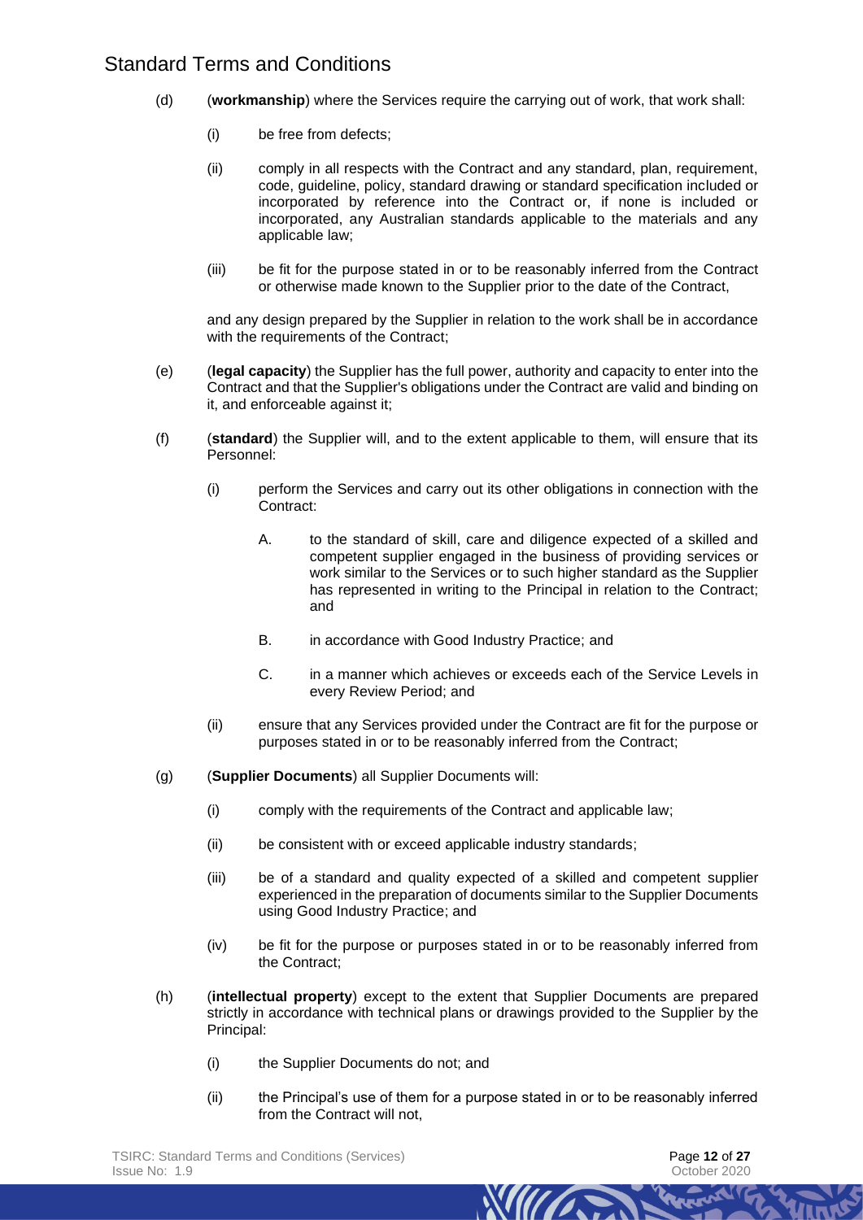# Standard Terms and Conditions

(d) (**workmanship**) where the Services require the carrying out of work, that work shall:

(i) be free from defects;

(ii) comply in all respects with the Contract and any standard, plan, requirement, code, guideline, policy, standard drawing or standard specification included or incorporated by reference into the Contract or, if none is included or incorporated, any Australian standards applicable to the materials and any applicable law;

(iii) be fit for the purpose stated in or to be reasonably inferred from the Contract or otherwise made known to the Supplier prior to the date of the Contract,

and any design prepared by the Supplier in relation to the work shall be in accordance with the requirements of the Contract;

(e) (**legal capacity**) the Supplier has the full power, authority and capacity to enter into the Contract and that the Supplier's obligations under the Contract are valid and binding on it, and enforceable against it;

(f) (**standard**) the Supplier will, and to the extent applicable to them, will ensure that its Personnel:

(i) perform the Services and carry out its other obligations in connection with the Contract:

A. to the standard of skill, care and diligence expected of a skilled and competent supplier engaged in the business of providing services or work similar to the Services or to such higher standard as the Supplier has represented in writing to the Principal in relation to the Contract; and

B. in accordance with Good Industry Practice; and

C. in a manner which achieves or exceeds each of the Service Levels in every Review Period; and

(ii) ensure that any Services provided under the Contract are fit for the purpose or purposes stated in or to be reasonably inferred from the Contract;

(g) (**Supplier Documents**) all Supplier Documents will:

(i) comply with the requirements of the Contract and applicable law;

(ii) be consistent with or exceed applicable industry standards;

(iii) be of a standard and quality expected of a skilled and competent supplier experienced in the preparation of documents similar to the Supplier Documents using Good Industry Practice; and

(iv) be fit for the purpose or purposes stated in or to be reasonably inferred from the Contract;

(h) (**intellectual property**) except to the extent that Supplier Documents are prepared strictly in accordance with technical plans or drawings provided to the Supplier by the Principal:

(i) the Supplier Documents do not; and

(ii) the Principal's use of them for a purpose stated in or to be reasonably inferred from the Contract will not,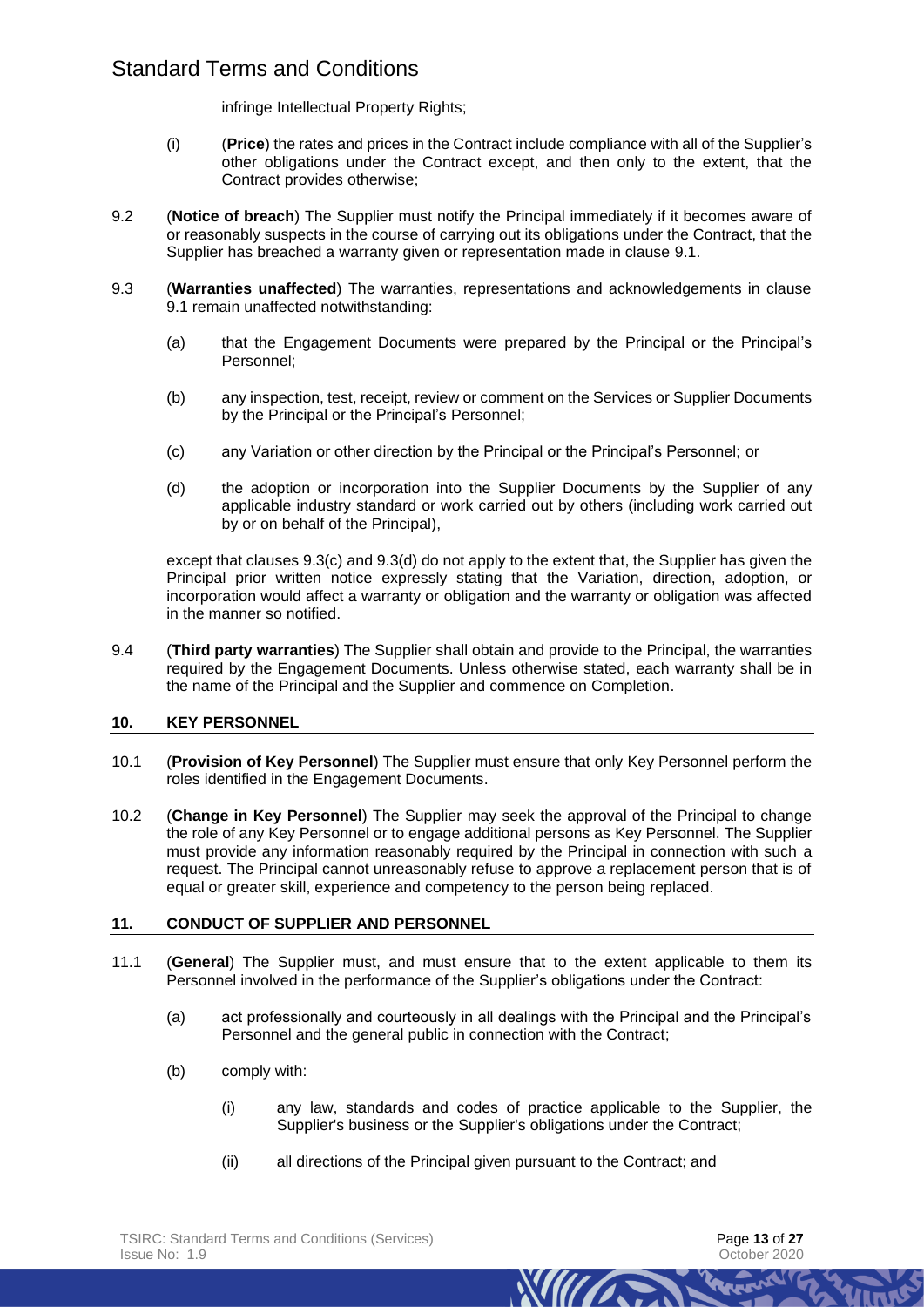infringe Intellectual Property Rights;

(i) (**Price**) the rates and prices in the Contract include compliance with all of the Supplier's other obligations under the Contract except, and then only to the extent, that the Contract provides otherwise;

9.2 (**Notice of breach**) The Supplier must notify the Principal immediately if it becomes aware of or reasonably suspects in the course of carrying out its obligations under the Contract, that the Supplier has breached a warranty given or representation made in clause 9.1.

9.3 (**Warranties unaffected**) The warranties, representations and acknowledgements in clause 9.1 remain unaffected notwithstanding:

(a) that the Engagement Documents were prepared by the Principal or the Principal's Personnel;

(b) any inspection, test, receipt, review or comment on the Services or Supplier Documents by the Principal or the Principal's Personnel;

(c) any Variation or other direction by the Principal or the Principal's Personnel; or

(d) the adoption or incorporation into the Supplier Documents by the Supplier of any applicable industry standard or work carried out by others (including work carried out by or on behalf of the Principal),

except that clauses 9.3(c) and 9.3(d) do not apply to the extent that, the Supplier has given the Principal prior written notice expressly stating that the Variation, direction, adoption, or incorporation would affect a warranty or obligation and the warranty or obligation was affected in the manner so notified.

9.4 (**Third party warranties**) The Supplier shall obtain and provide to the Principal, the warranties required by the Engagement Documents. Unless otherwise stated, each warranty shall be in the name of the Principal and the Supplier and commence on Completion.

## 10. KEY PERSONNEL

10.1 (**Provision of Key Personnel**) The Supplier must ensure that only Key Personnel perform the roles identified in the Engagement Documents.

10.2 (**Change in Key Personnel**) The Supplier may seek the approval of the Principal to change the role of any Key Personnel or to engage additional persons as Key Personnel. The Supplier must provide any information reasonably required by the Principal in connection with such a request. The Principal cannot unreasonably refuse to approve a replacement person that is of equal or greater skill, experience and competency to the person being replaced.

## 11. CONDUCT OF SUPPLIER AND PERSONNEL

11.1 (**General**) The Supplier must, and must ensure that to the extent applicable to them its Personnel involved in the performance of the Supplier's obligations under the Contract:

(a) act professionally and courteously in all dealings with the Principal and the Principal's Personnel and the general public in connection with the Contract;

(b) comply with:

(i) any law, standards and codes of practice applicable to the Supplier, the Supplier's business or the Supplier's obligations under the Contract;

(ii) all directions of the Principal given pursuant to the Contract; and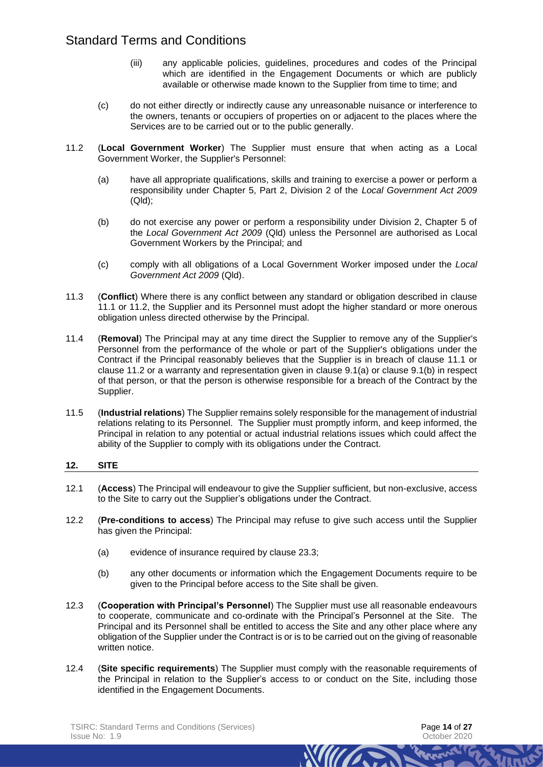(iii) any applicable policies, guidelines, procedures and codes of the Principal which are identified in the Engagement Documents or which are publicly available or otherwise made known to the Supplier from time to time; and

(c) do not either directly or indirectly cause any unreasonable nuisance or interference to the owners, tenants or occupiers of properties on or adjacent to the places where the Services are to be carried out or to the public generally.

11.2 (**Local Government Worker**) The Supplier must ensure that when acting as a Local Government Worker, the Supplier's Personnel:

(a) have all appropriate qualifications, skills and training to exercise a power or perform a responsibility under Chapter 5, Part 2, Division 2 of the *Local Government Act 2009* (Qld);

(b) do not exercise any power or perform a responsibility under Division 2, Chapter 5 of the *Local Government Act 2009* (Qld) unless the Personnel are authorised as Local Government Workers by the Principal; and

(c) comply with all obligations of a Local Government Worker imposed under the *Local Government Act 2009* (Qld).

11.3 (**Conflict**) Where there is any conflict between any standard or obligation described in clause 11.1 or 11.2, the Supplier and its Personnel must adopt the higher standard or more onerous obligation unless directed otherwise by the Principal.

11.4 (**Removal**) The Principal may at any time direct the Supplier to remove any of the Supplier's Personnel from the performance of the whole or part of the Supplier's obligations under the Contract if the Principal reasonably believes that the Supplier is in breach of clause 11.1 or clause 11.2 or a warranty and representation given in clause 9.1(a) or clause 9.1(b) in respect of that person, or that the person is otherwise responsible for a breach of the Contract by the Supplier.

11.5 (**Industrial relations**) The Supplier remains solely responsible for the management of industrial relations relating to its Personnel. The Supplier must promptly inform, and keep informed, the Principal in relation to any potential or actual industrial relations issues which could affect the ability of the Supplier to comply with its obligations under the Contract.

## 12. SITE

12.1 (**Access**) The Principal will endeavour to give the Supplier sufficient, but non-exclusive, access to the Site to carry out the Supplier's obligations under the Contract.

12.2 (**Pre-conditions to access**) The Principal may refuse to give such access until the Supplier has given the Principal:

(a) evidence of insurance required by clause 23.3;

(b) any other documents or information which the Engagement Documents require to be given to the Principal before access to the Site shall be given.

12.3 (**Cooperation with Principal's Personnel**) The Supplier must use all reasonable endeavours to cooperate, communicate and co-ordinate with the Principal's Personnel at the Site. The Principal and its Personnel shall be entitled to access the Site and any other place where any obligation of the Supplier under the Contract is or is to be carried out on the giving of reasonable written notice.

12.4 (**Site specific requirements**) The Supplier must comply with the reasonable requirements of the Principal in relation to the Supplier's access to or conduct on the Site, including those identified in the Engagement Documents.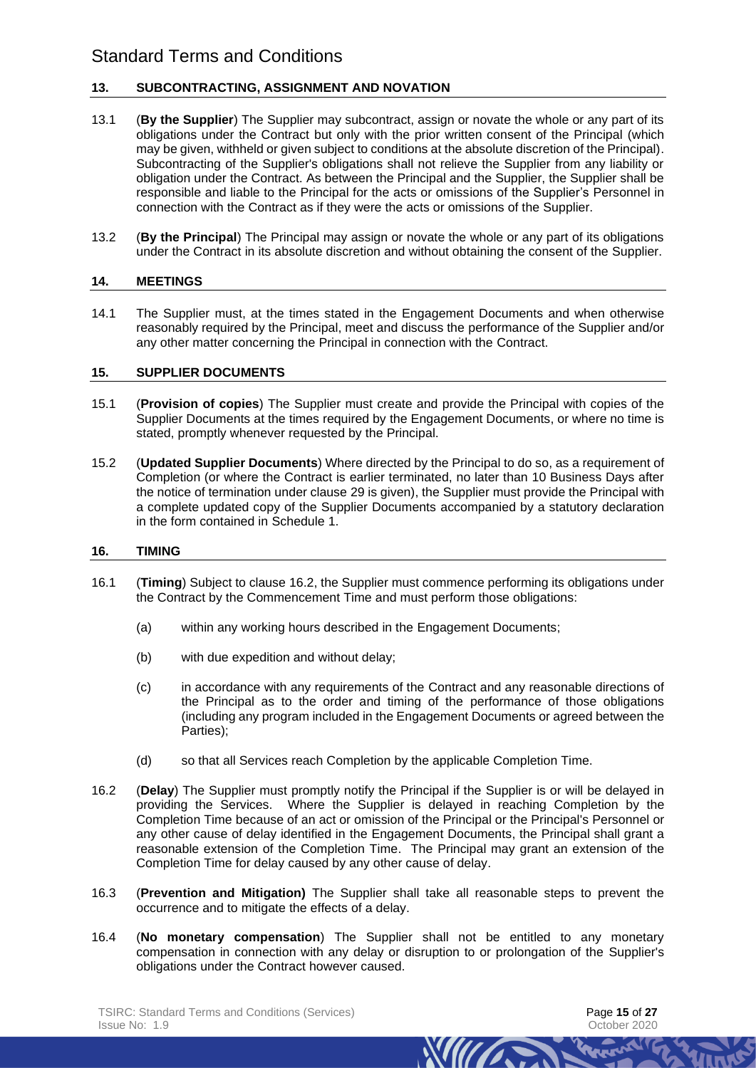### 13. SUBCONTRACTING, ASSIGNMENT AND NOVATION

13.1 (**By the Supplier**) The Supplier may subcontract, assign or novate the whole or any part of its obligations under the Contract but only with the prior written consent of the Principal (which may be given, withheld or given subject to conditions at the absolute discretion of the Principal). Subcontracting of the Supplier's obligations shall not relieve the Supplier from any liability or obligation under the Contract. As between the Principal and the Supplier, the Supplier shall be responsible and liable to the Principal for the acts or omissions of the Supplier's Personnel in connection with the Contract as if they were the acts or omissions of the Supplier.

13.2 (**By the Principal**) The Principal may assign or novate the whole or any part of its obligations under the Contract in its absolute discretion and without obtaining the consent of the Supplier.

### 14. MEETINGS

14.1 The Supplier must, at the times stated in the Engagement Documents and when otherwise reasonably required by the Principal, meet and discuss the performance of the Supplier and/or any other matter concerning the Principal in connection with the Contract.

### 15. SUPPLIER DOCUMENTS

15.1 (**Provision of copies**) The Supplier must create and provide the Principal with copies of the Supplier Documents at the times required by the Engagement Documents, or where no time is stated, promptly whenever requested by the Principal.

15.2 (**Updated Supplier Documents**) Where directed by the Principal to do so, as a requirement of Completion (or where the Contract is earlier terminated, no later than 10 Business Days after the notice of termination under clause 29 is given), the Supplier must provide the Principal with a complete updated copy of the Supplier Documents accompanied by a statutory declaration in the form contained in Schedule 1.

### 16. TIMING

16.1 (**Timing**) Subject to clause 16.2, the Supplier must commence performing its obligations under the Contract by the Commencement Time and must perform those obligations:

(a) within any working hours described in the Engagement Documents;

(b) with due expedition and without delay;

(c) in accordance with any requirements of the Contract and any reasonable directions of the Principal as to the order and timing of the performance of those obligations (including any program included in the Engagement Documents or agreed between the Parties);

(d) so that all Services reach Completion by the applicable Completion Time.

16.2 (**Delay**) The Supplier must promptly notify the Principal if the Supplier is or will be delayed in providing the Services. Where the Supplier is delayed in reaching Completion by the Completion Time because of an act or omission of the Principal or the Principal's Personnel or any other cause of delay identified in the Engagement Documents, the Principal shall grant a reasonable extension of the Completion Time. The Principal may grant an extension of the Completion Time for delay caused by any other cause of delay.

16.3 (**Prevention and Mitigation)** The Supplier shall take all reasonable steps to prevent the occurrence and to mitigate the effects of a delay.

16.4 (**No monetary compensation**) The Supplier shall not be entitled to any monetary compensation in connection with any delay or disruption to or prolongation of the Supplier's obligations under the Contract however caused.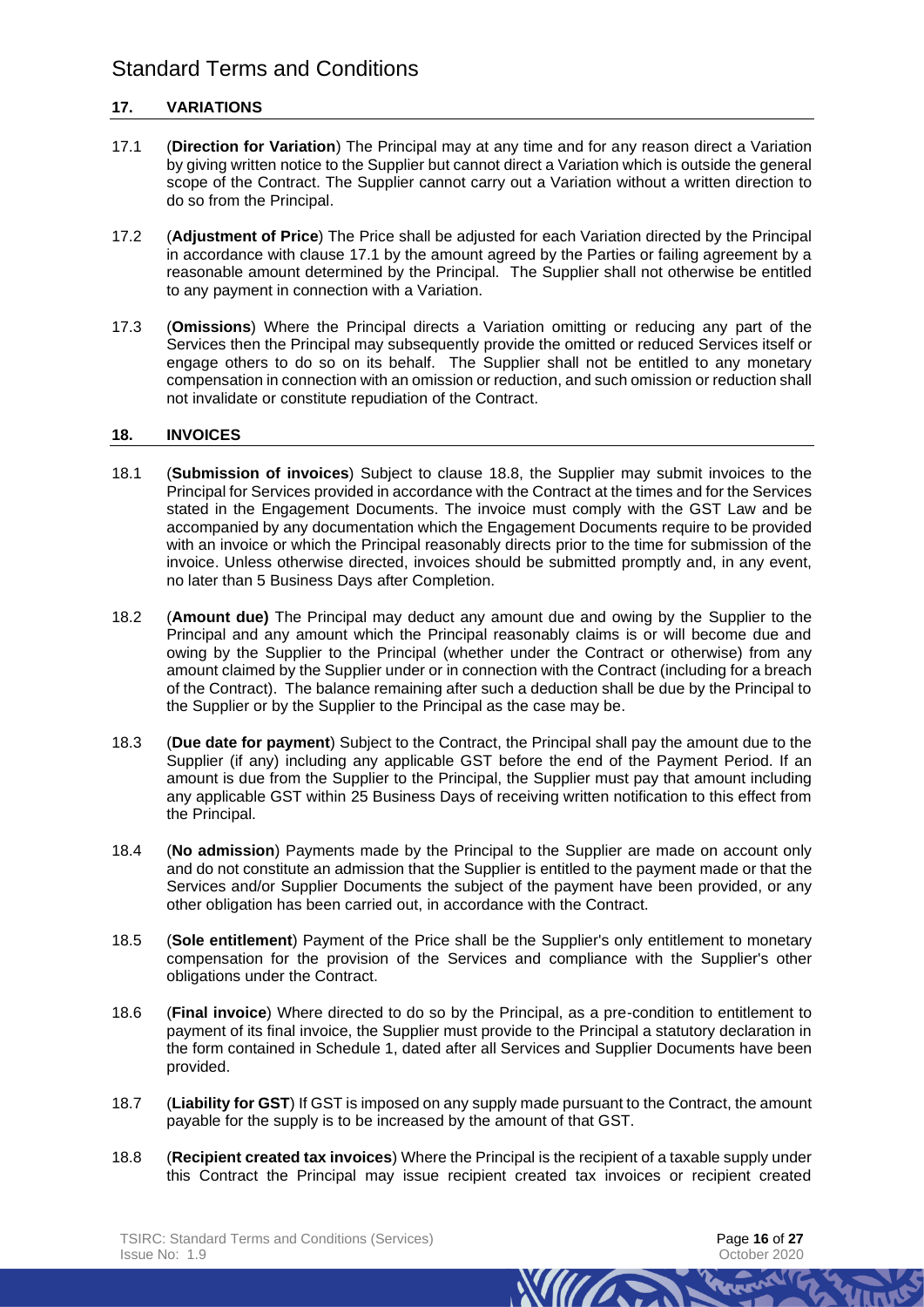## 17. VARIATIONS

17.1 (**Direction for Variation**) The Principal may at any time and for any reason direct a Variation by giving written notice to the Supplier but cannot direct a Variation which is outside the general scope of the Contract. The Supplier cannot carry out a Variation without a written direction to do so from the Principal.

17.2 (**Adjustment of Price**) The Price shall be adjusted for each Variation directed by the Principal in accordance with clause 17.1 by the amount agreed by the Parties or failing agreement by a reasonable amount determined by the Principal. The Supplier shall not otherwise be entitled to any payment in connection with a Variation.

17.3 (**Omissions**) Where the Principal directs a Variation omitting or reducing any part of the Services then the Principal may subsequently provide the omitted or reduced Services itself or engage others to do so on its behalf. The Supplier shall not be entitled to any monetary compensation in connection with an omission or reduction, and such omission or reduction shall not invalidate or constitute repudiation of the Contract.

## 18. INVOICES

18.1 (**Submission of invoices**) Subject to clause 18.8, the Supplier may submit invoices to the Principal for Services provided in accordance with the Contract at the times and for the Services stated in the Engagement Documents. The invoice must comply with the GST Law and be accompanied by any documentation which the Engagement Documents require to be provided with an invoice or which the Principal reasonably directs prior to the time for submission of the invoice. Unless otherwise directed, invoices should be submitted promptly and, in any event, no later than 5 Business Days after Completion.

18.2 (**Amount due)** The Principal may deduct any amount due and owing by the Supplier to the Principal and any amount which the Principal reasonably claims is or will become due and owing by the Supplier to the Principal (whether under the Contract or otherwise) from any amount claimed by the Supplier under or in connection with the Contract (including for a breach of the Contract). The balance remaining after such a deduction shall be due by the Principal to the Supplier or by the Supplier to the Principal as the case may be.

18.3 (**Due date for payment**) Subject to the Contract, the Principal shall pay the amount due to the Supplier (if any) including any applicable GST before the end of the Payment Period. If an amount is due from the Supplier to the Principal, the Supplier must pay that amount including any applicable GST within 25 Business Days of receiving written notification to this effect from the Principal.

18.4 (**No admission**) Payments made by the Principal to the Supplier are made on account only and do not constitute an admission that the Supplier is entitled to the payment made or that the Services and/or Supplier Documents the subject of the payment have been provided, or any other obligation has been carried out, in accordance with the Contract.

18.5 (**Sole entitlement**) Payment of the Price shall be the Supplier's only entitlement to monetary compensation for the provision of the Services and compliance with the Supplier's other obligations under the Contract.

18.6 (**Final invoice**) Where directed to do so by the Principal, as a pre-condition to entitlement to payment of its final invoice, the Supplier must provide to the Principal a statutory declaration in the form contained in Schedule 1, dated after all Services and Supplier Documents have been provided.

18.7 (**Liability for GST**) If GST is imposed on any supply made pursuant to the Contract, the amount payable for the supply is to be increased by the amount of that GST.

18.8 (**Recipient created tax invoices**) Where the Principal is the recipient of a taxable supply under this Contract the Principal may issue recipient created tax invoices or recipient created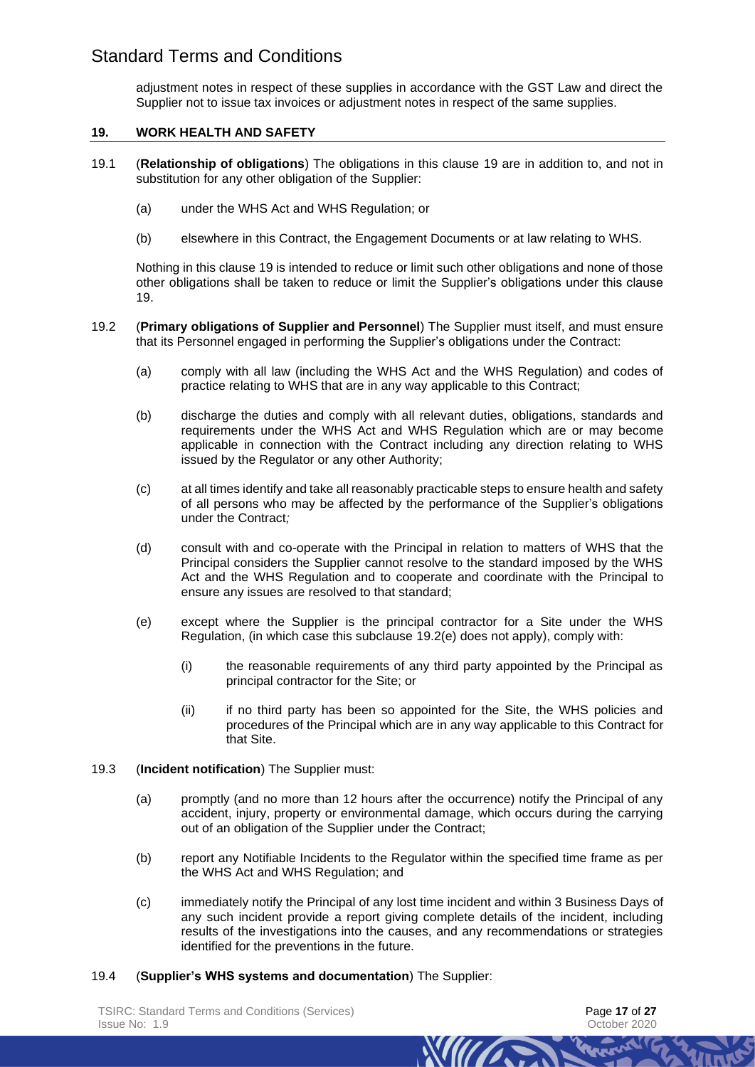adjustment notes in respect of these supplies in accordance with the GST Law and direct the Supplier not to issue tax invoices or adjustment notes in respect of the same supplies.

## 19. WORK HEALTH AND SAFETY

19.1 (**Relationship of obligations**) The obligations in this clause 19 are in addition to, and not in substitution for any other obligation of the Supplier:

(a) under the WHS Act and WHS Regulation; or

(b) elsewhere in this Contract, the Engagement Documents or at law relating to WHS.

Nothing in this clause 19 is intended to reduce or limit such other obligations and none of those other obligations shall be taken to reduce or limit the Supplier's obligations under this clause 19.

19.2 (**Primary obligations of Supplier and Personnel**) The Supplier must itself, and must ensure that its Personnel engaged in performing the Supplier's obligations under the Contract:

(a) comply with all law (including the WHS Act and the WHS Regulation) and codes of practice relating to WHS that are in any way applicable to this Contract;

(b) discharge the duties and comply with all relevant duties, obligations, standards and requirements under the WHS Act and WHS Regulation which are or may become applicable in connection with the Contract including any direction relating to WHS issued by the Regulator or any other Authority;

(c) at all times identify and take all reasonably practicable steps to ensure health and safety of all persons who may be affected by the performance of the Supplier's obligations under the Contract*;*

(d) consult with and co-operate with the Principal in relation to matters of WHS that the Principal considers the Supplier cannot resolve to the standard imposed by the WHS Act and the WHS Regulation and to cooperate and coordinate with the Principal to ensure any issues are resolved to that standard;

(e) except where the Supplier is the principal contractor for a Site under the WHS Regulation, (in which case this subclause 19.2(e) does not apply), comply with:

(i) the reasonable requirements of any third party appointed by the Principal as principal contractor for the Site; or

(ii) if no third party has been so appointed for the Site, the WHS policies and procedures of the Principal which are in any way applicable to this Contract for that Site.

19.3 (**Incident notification**) The Supplier must:

(a) promptly (and no more than 12 hours after the occurrence) notify the Principal of any accident, injury, property or environmental damage, which occurs during the carrying out of an obligation of the Supplier under the Contract;

(b) report any Notifiable Incidents to the Regulator within the specified time frame as per the WHS Act and WHS Regulation; and

(c) immediately notify the Principal of any lost time incident and within 3 Business Days of any such incident provide a report giving complete details of the incident, including results of the investigations into the causes, and any recommendations or strategies identified for the preventions in the future.

19.4 (**Supplier's WHS systems and documentation**) The Supplier: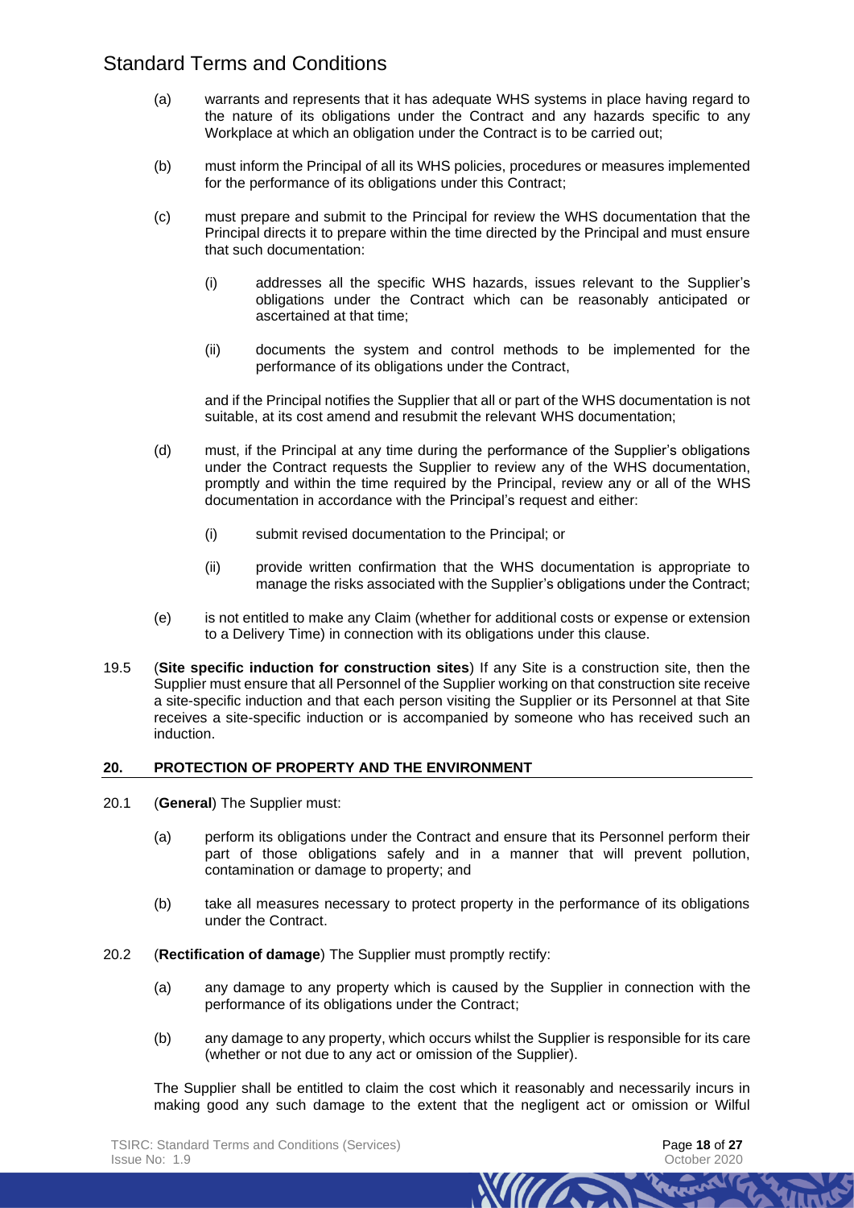(a) warrants and represents that it has adequate WHS systems in place having regard to the nature of its obligations under the Contract and any hazards specific to any Workplace at which an obligation under the Contract is to be carried out;

(b) must inform the Principal of all its WHS policies, procedures or measures implemented for the performance of its obligations under this Contract;

(c) must prepare and submit to the Principal for review the WHS documentation that the Principal directs it to prepare within the time directed by the Principal and must ensure that such documentation:

   (i) addresses all the specific WHS hazards, issues relevant to the Supplier's obligations under the Contract which can be reasonably anticipated or ascertained at that time;

   (ii) documents the system and control methods to be implemented for the performance of its obligations under the Contract,

   and if the Principal notifies the Supplier that all or part of the WHS documentation is not suitable, at its cost amend and resubmit the relevant WHS documentation;

(d) must, if the Principal at any time during the performance of the Supplier's obligations under the Contract requests the Supplier to review any of the WHS documentation, promptly and within the time required by the Principal, review any or all of the WHS documentation in accordance with the Principal's request and either:

   (i) submit revised documentation to the Principal; or

   (ii) provide written confirmation that the WHS documentation is appropriate to manage the risks associated with the Supplier's obligations under the Contract;

(e) is not entitled to make any Claim (whether for additional costs or expense or extension to a Delivery Time) in connection with its obligations under this clause.

19.5 (**Site specific induction for construction sites**) If any Site is a construction site, then the Supplier must ensure that all Personnel of the Supplier working on that construction site receive a site-specific induction and that each person visiting the Supplier or its Personnel at that Site receives a site-specific induction or is accompanied by someone who has received such an induction.

## 20. PROTECTION OF PROPERTY AND THE ENVIRONMENT

20.1 (**General**) The Supplier must:

(a) perform its obligations under the Contract and ensure that its Personnel perform their part of those obligations safely and in a manner that will prevent pollution, contamination or damage to property; and

(b) take all measures necessary to protect property in the performance of its obligations under the Contract.

20.2 (**Rectification of damage**) The Supplier must promptly rectify:

(a) any damage to any property which is caused by the Supplier in connection with the performance of its obligations under the Contract;

(b) any damage to any property, which occurs whilst the Supplier is responsible for its care (whether or not due to any act or omission of the Supplier).

The Supplier shall be entitled to claim the cost which it reasonably and necessarily incurs in making good any such damage to the extent that the negligent act or omission or Wilful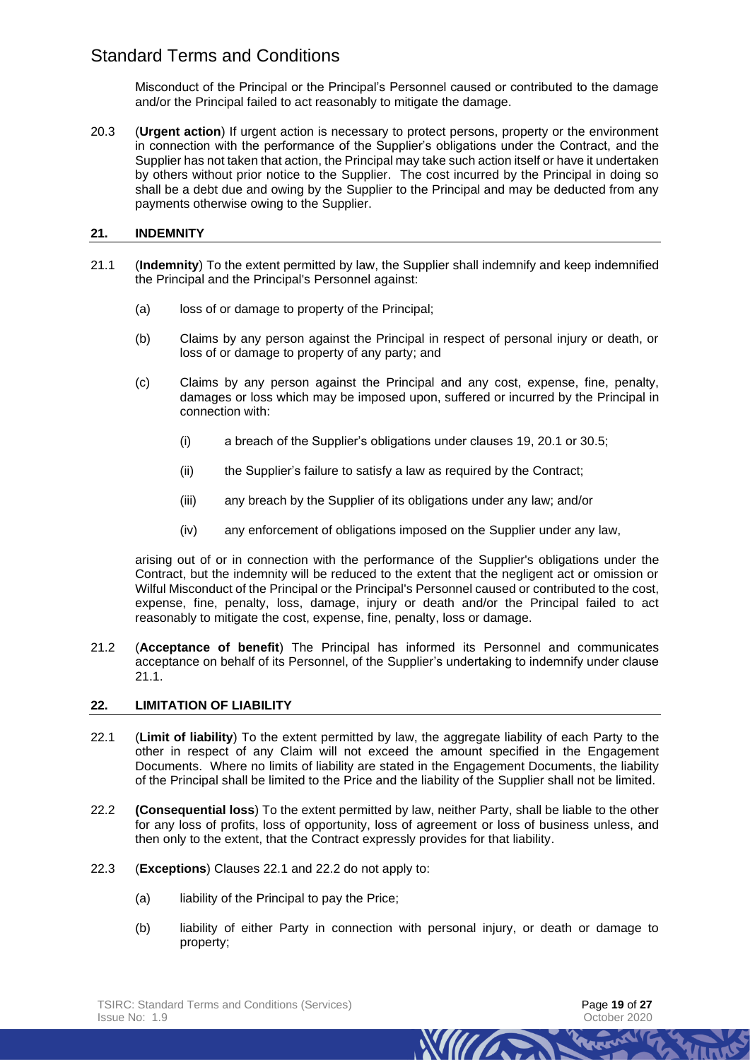Misconduct of the Principal or the Principal's Personnel caused or contributed to the damage and/or the Principal failed to act reasonably to mitigate the damage.

20.3 (**Urgent action**) If urgent action is necessary to protect persons, property or the environment in connection with the performance of the Supplier's obligations under the Contract, and the Supplier has not taken that action, the Principal may take such action itself or have it undertaken by others without prior notice to the Supplier. The cost incurred by the Principal in doing so shall be a debt due and owing by the Supplier to the Principal and may be deducted from any payments otherwise owing to the Supplier.

## 21. INDEMNITY

21.1 (**Indemnity**) To the extent permitted by law, the Supplier shall indemnify and keep indemnified the Principal and the Principal's Personnel against:

(a) loss of or damage to property of the Principal;

(b) Claims by any person against the Principal in respect of personal injury or death, or loss of or damage to property of any party; and

(c) Claims by any person against the Principal and any cost, expense, fine, penalty, damages or loss which may be imposed upon, suffered or incurred by the Principal in connection with:

(i) a breach of the Supplier's obligations under clauses 19, 20.1 or 30.5;

(ii) the Supplier's failure to satisfy a law as required by the Contract;

(iii) any breach by the Supplier of its obligations under any law; and/or

(iv) any enforcement of obligations imposed on the Supplier under any law,

arising out of or in connection with the performance of the Supplier's obligations under the Contract, but the indemnity will be reduced to the extent that the negligent act or omission or Wilful Misconduct of the Principal or the Principal's Personnel caused or contributed to the cost, expense, fine, penalty, loss, damage, injury or death and/or the Principal failed to act reasonably to mitigate the cost, expense, fine, penalty, loss or damage.

21.2 (**Acceptance of benefit**) The Principal has informed its Personnel and communicates acceptance on behalf of its Personnel, of the Supplier's undertaking to indemnify under clause 21.1.

## 22. LIMITATION OF LIABILITY

22.1 (**Limit of liability**) To the extent permitted by law, the aggregate liability of each Party to the other in respect of any Claim will not exceed the amount specified in the Engagement Documents. Where no limits of liability are stated in the Engagement Documents, the liability of the Principal shall be limited to the Price and the liability of the Supplier shall not be limited.

22.2 (**Consequential loss**) To the extent permitted by law, neither Party, shall be liable to the other for any loss of profits, loss of opportunity, loss of agreement or loss of business unless, and then only to the extent, that the Contract expressly provides for that liability.

22.3 (**Exceptions**) Clauses 22.1 and 22.2 do not apply to:

(a) liability of the Principal to pay the Price;

(b) liability of either Party in connection with personal injury, or death or damage to property;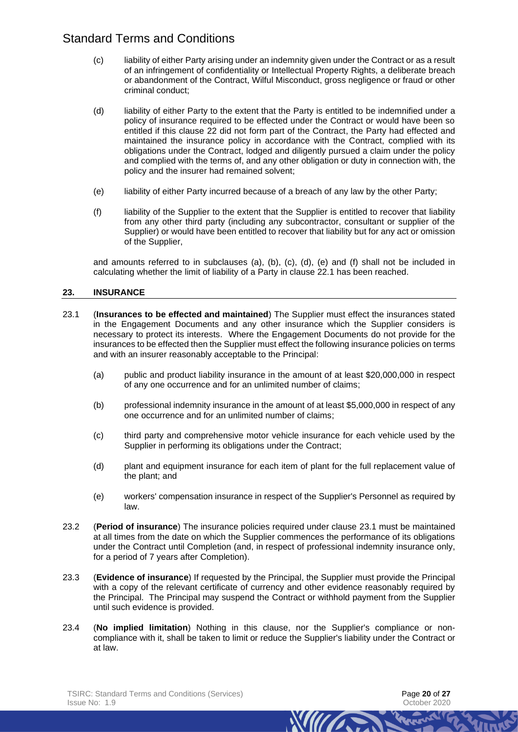(c) liability of either Party arising under an indemnity given under the Contract or as a result of an infringement of confidentiality or Intellectual Property Rights, a deliberate breach or abandonment of the Contract, Wilful Misconduct, gross negligence or fraud or other criminal conduct;

(d) liability of either Party to the extent that the Party is entitled to be indemnified under a policy of insurance required to be effected under the Contract or would have been so entitled if this clause 22 did not form part of the Contract, the Party had effected and maintained the insurance policy in accordance with the Contract, complied with its obligations under the Contract, lodged and diligently pursued a claim under the policy and complied with the terms of, and any other obligation or duty in connection with, the policy and the insurer had remained solvent;

(e) liability of either Party incurred because of a breach of any law by the other Party;

(f) liability of the Supplier to the extent that the Supplier is entitled to recover that liability from any other third party (including any subcontractor, consultant or supplier of the Supplier) or would have been entitled to recover that liability but for any act or omission of the Supplier,

and amounts referred to in subclauses (a), (b), (c), (d), (e) and (f) shall not be included in calculating whether the limit of liability of a Party in clause 22.1 has been reached.

## 23. INSURANCE

23.1 (**Insurances to be effected and maintained**) The Supplier must effect the insurances stated in the Engagement Documents and any other insurance which the Supplier considers is necessary to protect its interests. Where the Engagement Documents do not provide for the insurances to be effected then the Supplier must effect the following insurance policies on terms and with an insurer reasonably acceptable to the Principal:

(a) public and product liability insurance in the amount of at least $20,000,000 in respect of any one occurrence and for an unlimited number of claims;

(b) professional indemnity insurance in the amount of at least $5,000,000 in respect of any one occurrence and for an unlimited number of claims;

(c) third party and comprehensive motor vehicle insurance for each vehicle used by the Supplier in performing its obligations under the Contract;

(d) plant and equipment insurance for each item of plant for the full replacement value of the plant; and

(e) workers' compensation insurance in respect of the Supplier's Personnel as required by law.

23.2 (**Period of insurance**) The insurance policies required under clause 23.1 must be maintained at all times from the date on which the Supplier commences the performance of its obligations under the Contract until Completion (and, in respect of professional indemnity insurance only, for a period of 7 years after Completion).

23.3 (**Evidence of insurance**) If requested by the Principal, the Supplier must provide the Principal with a copy of the relevant certificate of currency and other evidence reasonably required by the Principal. The Principal may suspend the Contract or withhold payment from the Supplier until such evidence is provided.

23.4 (**No implied limitation**) Nothing in this clause, nor the Supplier's compliance or non-compliance with it, shall be taken to limit or reduce the Supplier's liability under the Contract or at law.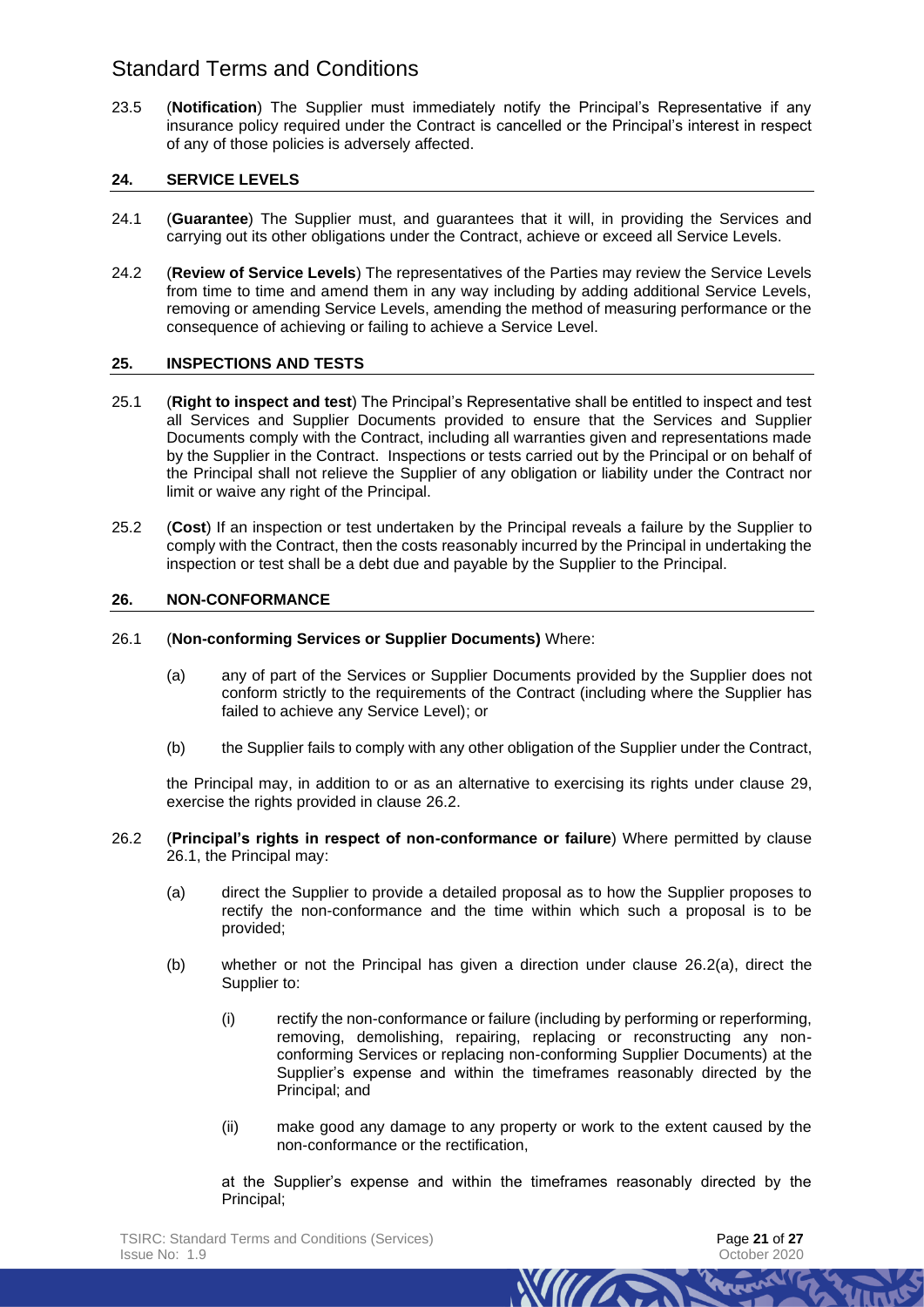23.5 (**Notification**) The Supplier must immediately notify the Principal's Representative if any insurance policy required under the Contract is cancelled or the Principal's interest in respect of any of those policies is adversely affected.

## 24. SERVICE LEVELS

24.1 (**Guarantee**) The Supplier must, and guarantees that it will, in providing the Services and carrying out its other obligations under the Contract, achieve or exceed all Service Levels.

24.2 (**Review of Service Levels**) The representatives of the Parties may review the Service Levels from time to time and amend them in any way including by adding additional Service Levels, removing or amending Service Levels, amending the method of measuring performance or the consequence of achieving or failing to achieve a Service Level.

## 25. INSPECTIONS AND TESTS

25.1 (**Right to inspect and test**) The Principal's Representative shall be entitled to inspect and test all Services and Supplier Documents provided to ensure that the Services and Supplier Documents comply with the Contract, including all warranties given and representations made by the Supplier in the Contract. Inspections or tests carried out by the Principal or on behalf of the Principal shall not relieve the Supplier of any obligation or liability under the Contract nor limit or waive any right of the Principal.

25.2 (**Cost**) If an inspection or test undertaken by the Principal reveals a failure by the Supplier to comply with the Contract, then the costs reasonably incurred by the Principal in undertaking the inspection or test shall be a debt due and payable by the Supplier to the Principal.

## 26. NON-CONFORMANCE

26.1 (**Non-conforming Services or Supplier Documents)** Where:

(a) any of part of the Services or Supplier Documents provided by the Supplier does not conform strictly to the requirements of the Contract (including where the Supplier has failed to achieve any Service Level); or

(b) the Supplier fails to comply with any other obligation of the Supplier under the Contract,

the Principal may, in addition to or as an alternative to exercising its rights under clause 29, exercise the rights provided in clause 26.2.

26.2 (**Principal's rights in respect of non-conformance or failure**) Where permitted by clause 26.1, the Principal may:

(a) direct the Supplier to provide a detailed proposal as to how the Supplier proposes to rectify the non-conformance and the time within which such a proposal is to be provided;

(b) whether or not the Principal has given a direction under clause 26.2(a), direct the Supplier to:

(i) rectify the non-conformance or failure (including by performing or reperforming, removing, demolishing, repairing, replacing or reconstructing any non-conforming Services or replacing non-conforming Supplier Documents) at the Supplier's expense and within the timeframes reasonably directed by the Principal; and

(ii) make good any damage to any property or work to the extent caused by the non-conformance or the rectification,

at the Supplier's expense and within the timeframes reasonably directed by the Principal;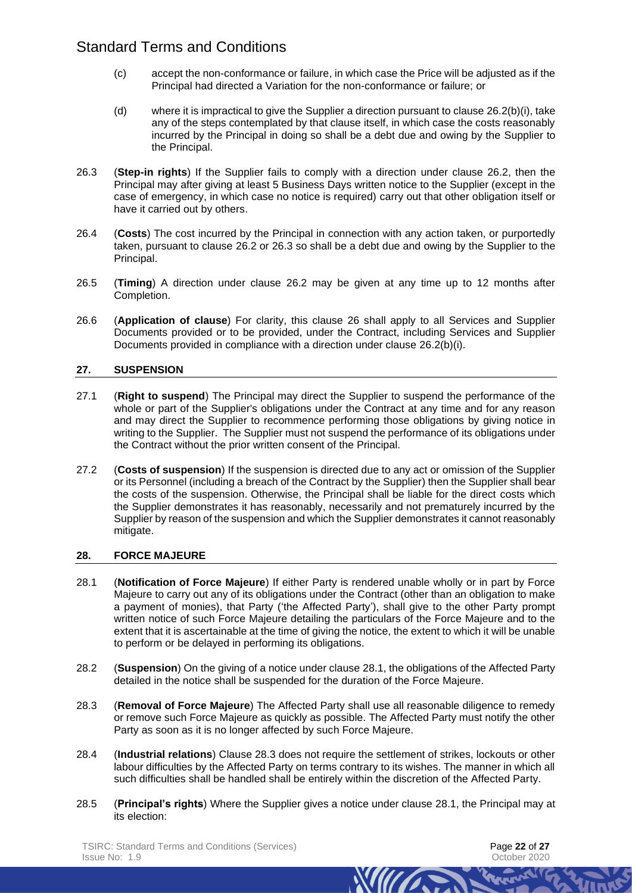(c) accept the non-conformance or failure, in which case the Price will be adjusted as if the Principal had directed a Variation for the non-conformance or failure; or

(d) where it is impractical to give the Supplier a direction pursuant to clause 26.2(b)(i), take any of the steps contemplated by that clause itself, in which case the costs reasonably incurred by the Principal in doing so shall be a debt due and owing by the Supplier to the Principal.

26.3 (**Step-in rights**) If the Supplier fails to comply with a direction under clause 26.2, then the Principal may after giving at least 5 Business Days written notice to the Supplier (except in the case of emergency, in which case no notice is required) carry out that other obligation itself or have it carried out by others.

26.4 (**Costs**) The cost incurred by the Principal in connection with any action taken, or purportedly taken, pursuant to clause 26.2 or 26.3 so shall be a debt due and owing by the Supplier to the Principal.

26.5 (**Timing**) A direction under clause 26.2 may be given at any time up to 12 months after Completion.

26.6 (**Application of clause**) For clarity, this clause 26 shall apply to all Services and Supplier Documents provided or to be provided, under the Contract, including Services and Supplier Documents provided in compliance with a direction under clause 26.2(b)(i).

## 27. SUSPENSION

27.1 (**Right to suspend**) The Principal may direct the Supplier to suspend the performance of the whole or part of the Supplier's obligations under the Contract at any time and for any reason and may direct the Supplier to recommence performing those obligations by giving notice in writing to the Supplier. The Supplier must not suspend the performance of its obligations under the Contract without the prior written consent of the Principal.

27.2 (**Costs of suspension**) If the suspension is directed due to any act or omission of the Supplier or its Personnel (including a breach of the Contract by the Supplier) then the Supplier shall bear the costs of the suspension. Otherwise, the Principal shall be liable for the direct costs which the Supplier demonstrates it has reasonably, necessarily and not prematurely incurred by the Supplier by reason of the suspension and which the Supplier demonstrates it cannot reasonably mitigate.

## 28. FORCE MAJEURE

28.1 (**Notification of Force Majeure**) If either Party is rendered unable wholly or in part by Force Majeure to carry out any of its obligations under the Contract (other than an obligation to make a payment of monies), that Party ('the Affected Party'), shall give to the other Party prompt written notice of such Force Majeure detailing the particulars of the Force Majeure and to the extent that it is ascertainable at the time of giving the notice, the extent to which it will be unable to perform or be delayed in performing its obligations.

28.2 (**Suspension**) On the giving of a notice under clause 28.1, the obligations of the Affected Party detailed in the notice shall be suspended for the duration of the Force Majeure.

28.3 (**Removal of Force Majeure**) The Affected Party shall use all reasonable diligence to remedy or remove such Force Majeure as quickly as possible. The Affected Party must notify the other Party as soon as it is no longer affected by such Force Majeure.

28.4 (**Industrial relations**) Clause 28.3 does not require the settlement of strikes, lockouts or other labour difficulties by the Affected Party on terms contrary to its wishes. The manner in which all such difficulties shall be handled shall be entirely within the discretion of the Affected Party.

28.5 (**Principal's rights**) Where the Supplier gives a notice under clause 28.1, the Principal may at its election: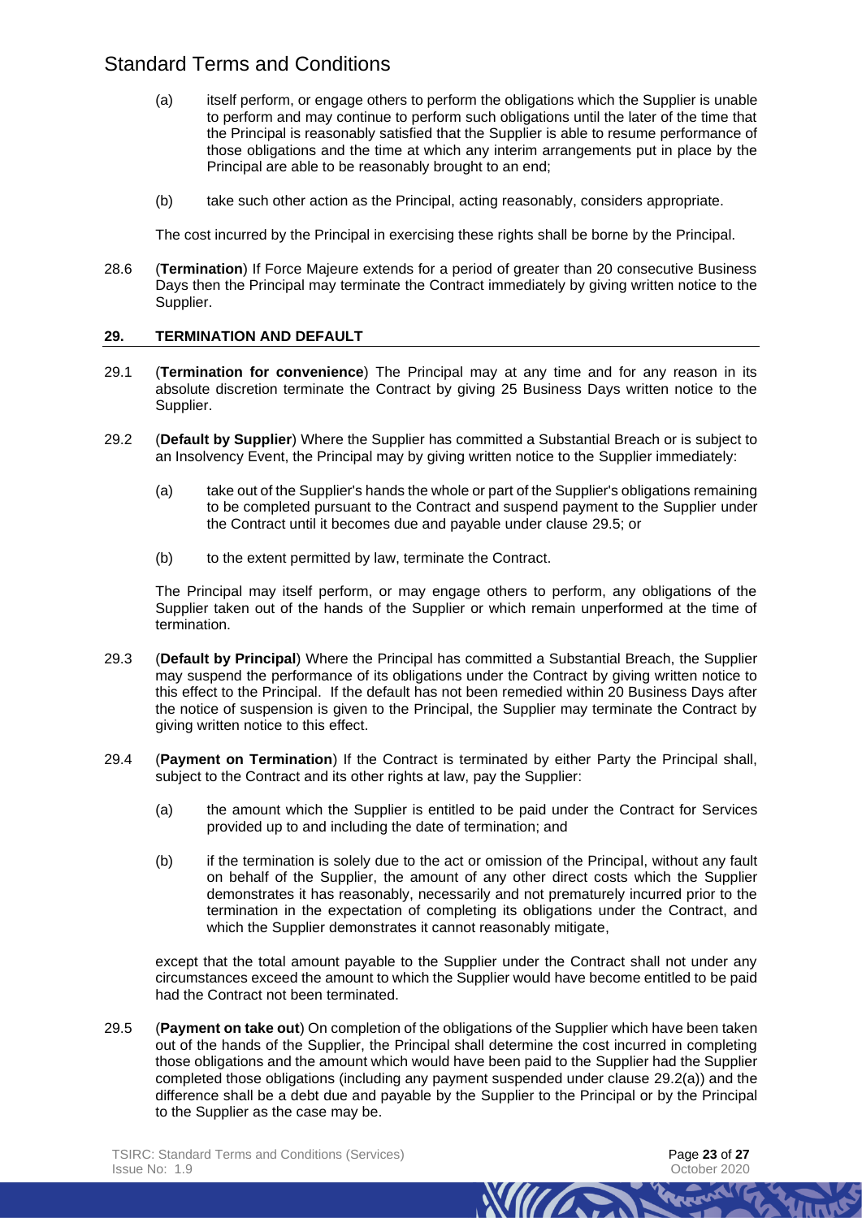(a) itself perform, or engage others to perform the obligations which the Supplier is unable to perform and may continue to perform such obligations until the later of the time that the Principal is reasonably satisfied that the Supplier is able to resume performance of those obligations and the time at which any interim arrangements put in place by the Principal are able to be reasonably brought to an end;

(b) take such other action as the Principal, acting reasonably, considers appropriate.

The cost incurred by the Principal in exercising these rights shall be borne by the Principal.

28.6 (**Termination**) If Force Majeure extends for a period of greater than 20 consecutive Business Days then the Principal may terminate the Contract immediately by giving written notice to the Supplier.

## 29. TERMINATION AND DEFAULT

29.1 (**Termination for convenience**) The Principal may at any time and for any reason in its absolute discretion terminate the Contract by giving 25 Business Days written notice to the Supplier.

29.2 (**Default by Supplier**) Where the Supplier has committed a Substantial Breach or is subject to an Insolvency Event, the Principal may by giving written notice to the Supplier immediately:

(a) take out of the Supplier's hands the whole or part of the Supplier's obligations remaining to be completed pursuant to the Contract and suspend payment to the Supplier under the Contract until it becomes due and payable under clause 29.5; or

(b) to the extent permitted by law, terminate the Contract.

The Principal may itself perform, or may engage others to perform, any obligations of the Supplier taken out of the hands of the Supplier or which remain unperformed at the time of termination.

29.3 (**Default by Principal**) Where the Principal has committed a Substantial Breach, the Supplier may suspend the performance of its obligations under the Contract by giving written notice to this effect to the Principal. If the default has not been remedied within 20 Business Days after the notice of suspension is given to the Principal, the Supplier may terminate the Contract by giving written notice to this effect.

29.4 (**Payment on Termination**) If the Contract is terminated by either Party the Principal shall, subject to the Contract and its other rights at law, pay the Supplier:

(a) the amount which the Supplier is entitled to be paid under the Contract for Services provided up to and including the date of termination; and

(b) if the termination is solely due to the act or omission of the Principal, without any fault on behalf of the Supplier, the amount of any other direct costs which the Supplier demonstrates it has reasonably, necessarily and not prematurely incurred prior to the termination in the expectation of completing its obligations under the Contract, and which the Supplier demonstrates it cannot reasonably mitigate,

except that the total amount payable to the Supplier under the Contract shall not under any circumstances exceed the amount to which the Supplier would have become entitled to be paid had the Contract not been terminated.

29.5 (**Payment on take out**) On completion of the obligations of the Supplier which have been taken out of the hands of the Supplier, the Principal shall determine the cost incurred in completing those obligations and the amount which would have been paid to the Supplier had the Supplier completed those obligations (including any payment suspended under clause 29.2(a)) and the difference shall be a debt due and payable by the Supplier to the Principal or by the Principal to the Supplier as the case may be.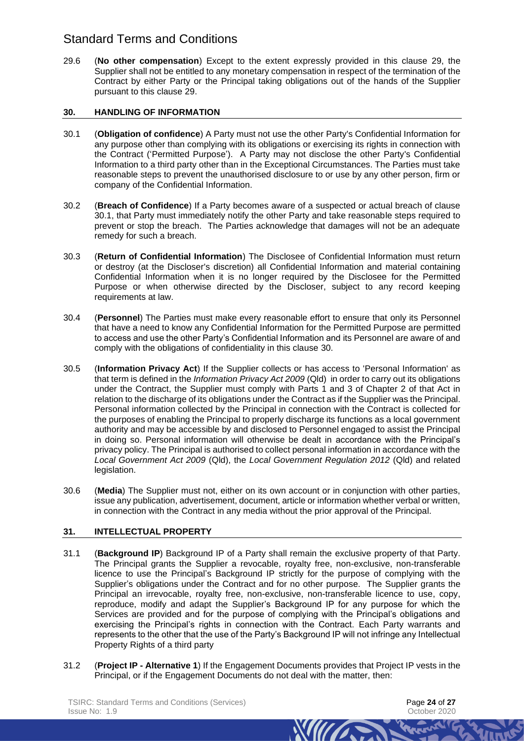29.6 (**No other compensation**) Except to the extent expressly provided in this clause 29, the Supplier shall not be entitled to any monetary compensation in respect of the termination of the Contract by either Party or the Principal taking obligations out of the hands of the Supplier pursuant to this clause 29.

## 30. HANDLING OF INFORMATION

30.1 (**Obligation of confidence**) A Party must not use the other Party's Confidential Information for any purpose other than complying with its obligations or exercising its rights in connection with the Contract ('Permitted Purpose'). A Party may not disclose the other Party's Confidential Information to a third party other than in the Exceptional Circumstances. The Parties must take reasonable steps to prevent the unauthorised disclosure to or use by any other person, firm or company of the Confidential Information.

30.2 (**Breach of Confidence**) If a Party becomes aware of a suspected or actual breach of clause 30.1, that Party must immediately notify the other Party and take reasonable steps required to prevent or stop the breach. The Parties acknowledge that damages will not be an adequate remedy for such a breach.

30.3 (**Return of Confidential Information**) The Disclosee of Confidential Information must return or destroy (at the Discloser's discretion) all Confidential Information and material containing Confidential Information when it is no longer required by the Disclosee for the Permitted Purpose or when otherwise directed by the Discloser, subject to any record keeping requirements at law.

30.4 (**Personnel**) The Parties must make every reasonable effort to ensure that only its Personnel that have a need to know any Confidential Information for the Permitted Purpose are permitted to access and use the other Party's Confidential Information and its Personnel are aware of and comply with the obligations of confidentiality in this clause 30.

30.5 (**Information Privacy Act**) If the Supplier collects or has access to 'Personal Information' as that term is defined in the *Information Privacy Act 2009* (Qld) in order to carry out its obligations under the Contract, the Supplier must comply with Parts 1 and 3 of Chapter 2 of that Act in relation to the discharge of its obligations under the Contract as if the Supplier was the Principal. Personal information collected by the Principal in connection with the Contract is collected for the purposes of enabling the Principal to properly discharge its functions as a local government authority and may be accessible by and disclosed to Personnel engaged to assist the Principal in doing so. Personal information will otherwise be dealt in accordance with the Principal's privacy policy. The Principal is authorised to collect personal information in accordance with the *Local Government Act 2009* (Qld), the *Local Government Regulation 2012* (Qld) and related legislation.

30.6 (**Media**) The Supplier must not, either on its own account or in conjunction with other parties, issue any publication, advertisement, document, article or information whether verbal or written, in connection with the Contract in any media without the prior approval of the Principal.

## 31. INTELLECTUAL PROPERTY

31.1 (**Background IP**) Background IP of a Party shall remain the exclusive property of that Party. The Principal grants the Supplier a revocable, royalty free, non-exclusive, non-transferable licence to use the Principal's Background IP strictly for the purpose of complying with the Supplier's obligations under the Contract and for no other purpose. The Supplier grants the Principal an irrevocable, royalty free, non-exclusive, non-transferable licence to use, copy, reproduce, modify and adapt the Supplier's Background IP for any purpose for which the Services are provided and for the purpose of complying with the Principal's obligations and exercising the Principal's rights in connection with the Contract. Each Party warrants and represents to the other that the use of the Party's Background IP will not infringe any Intellectual Property Rights of a third party

31.2 (**Project IP - Alternative 1**) If the Engagement Documents provides that Project IP vests in the Principal, or if the Engagement Documents do not deal with the matter, then: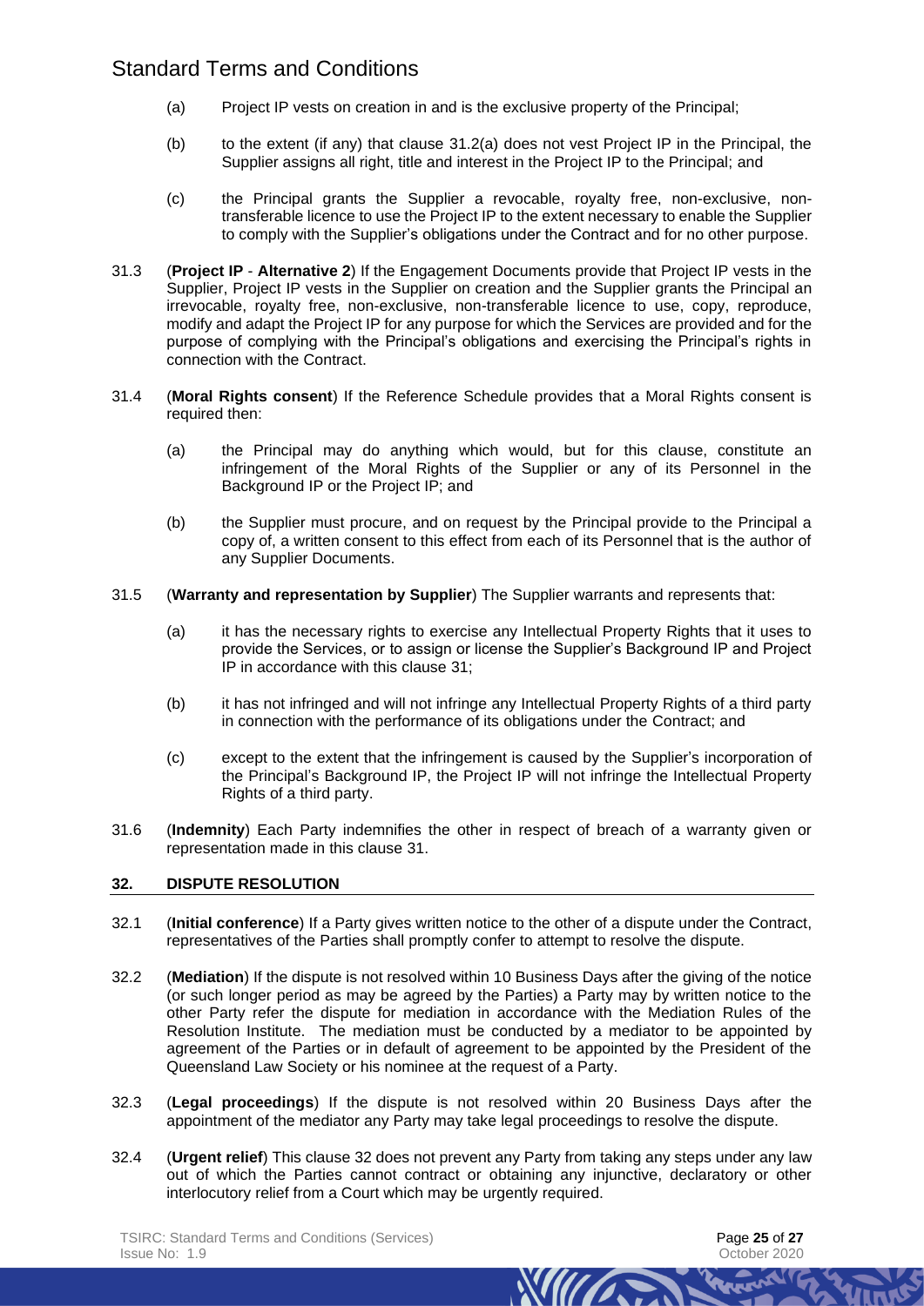(a) Project IP vests on creation in and is the exclusive property of the Principal;

(b) to the extent (if any) that clause 31.2(a) does not vest Project IP in the Principal, the Supplier assigns all right, title and interest in the Project IP to the Principal; and

(c) the Principal grants the Supplier a revocable, royalty free, non-exclusive, non-transferable licence to use the Project IP to the extent necessary to enable the Supplier to comply with the Supplier's obligations under the Contract and for no other purpose.

31.3 (**Project IP** - **Alternative 2**) If the Engagement Documents provide that Project IP vests in the Supplier, Project IP vests in the Supplier on creation and the Supplier grants the Principal an irrevocable, royalty free, non-exclusive, non-transferable licence to use, copy, reproduce, modify and adapt the Project IP for any purpose for which the Services are provided and for the purpose of complying with the Principal's obligations and exercising the Principal's rights in connection with the Contract.

31.4 (**Moral Rights consent**) If the Reference Schedule provides that a Moral Rights consent is required then:

(a) the Principal may do anything which would, but for this clause, constitute an infringement of the Moral Rights of the Supplier or any of its Personnel in the Background IP or the Project IP; and

(b) the Supplier must procure, and on request by the Principal provide to the Principal a copy of, a written consent to this effect from each of its Personnel that is the author of any Supplier Documents.

31.5 (**Warranty and representation by Supplier**) The Supplier warrants and represents that:

(a) it has the necessary rights to exercise any Intellectual Property Rights that it uses to provide the Services, or to assign or license the Supplier's Background IP and Project IP in accordance with this clause 31;

(b) it has not infringed and will not infringe any Intellectual Property Rights of a third party in connection with the performance of its obligations under the Contract; and

(c) except to the extent that the infringement is caused by the Supplier's incorporation of the Principal's Background IP, the Project IP will not infringe the Intellectual Property Rights of a third party.

31.6 (**Indemnity**) Each Party indemnifies the other in respect of breach of a warranty given or representation made in this clause 31.

## 32. DISPUTE RESOLUTION

32.1 (**Initial conference**) If a Party gives written notice to the other of a dispute under the Contract, representatives of the Parties shall promptly confer to attempt to resolve the dispute.

32.2 (**Mediation**) If the dispute is not resolved within 10 Business Days after the giving of the notice (or such longer period as may be agreed by the Parties) a Party may by written notice to the other Party refer the dispute for mediation in accordance with the Mediation Rules of the Resolution Institute. The mediation must be conducted by a mediator to be appointed by agreement of the Parties or in default of agreement to be appointed by the President of the Queensland Law Society or his nominee at the request of a Party.

32.3 (**Legal proceedings**) If the dispute is not resolved within 20 Business Days after the appointment of the mediator any Party may take legal proceedings to resolve the dispute.

32.4 (**Urgent relief**) This clause 32 does not prevent any Party from taking any steps under any law out of which the Parties cannot contract or obtaining any injunctive, declaratory or other interlocutory relief from a Court which may be urgently required.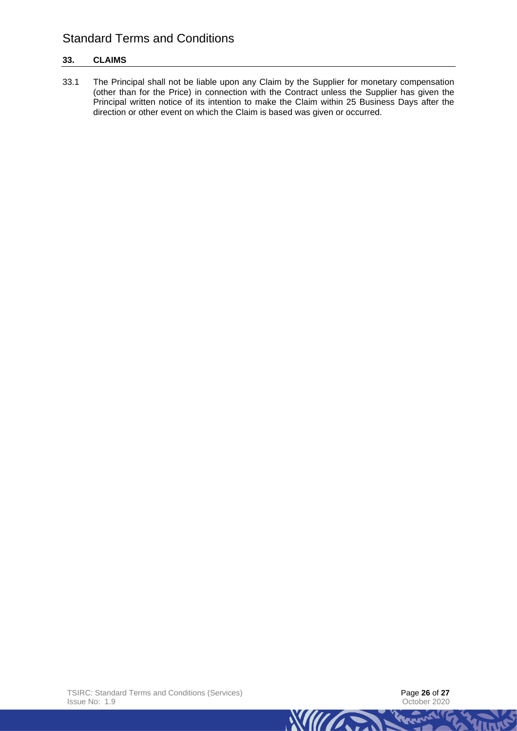## 33. CLAIMS

33.1 The Principal shall not be liable upon any Claim by the Supplier for monetary compensation (other than for the Price) in connection with the Contract unless the Supplier has given the Principal written notice of its intention to make the Claim within 25 Business Days after the direction or other event on which the Claim is based was given or occurred.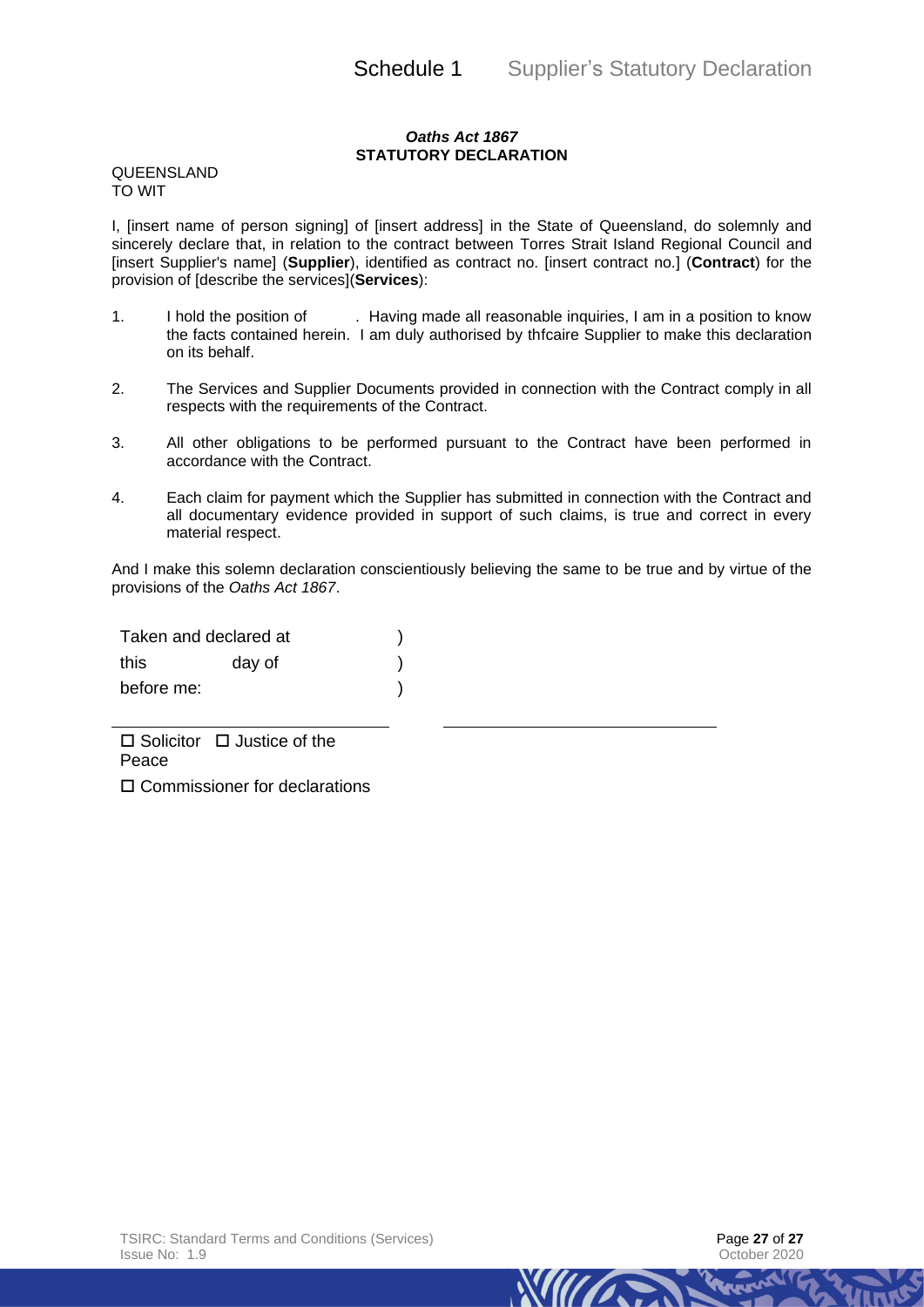# Schedule 1 Supplier's Statutory Declaration

***Oaths Act 1867***
**STATUTORY DECLARATION**

QUEENSLAND
TO WIT

I, [insert name of person signing] of [insert address] in the State of Queensland, do solemnly and sincerely declare that, in relation to the contract between Torres Strait Island Regional Council and [insert Supplier's name] (**Supplier**), identified as contract no. [insert contract no.] (**Contract**) for the provision of [describe the services](**Services**):

1. I hold the position of . Having made all reasonable inquiries, I am in a position to know the facts contained herein. I am duly authorised by thfcaire Supplier to make this declaration on its behalf.

2. The Services and Supplier Documents provided in connection with the Contract comply in all respects with the requirements of the Contract.

3. All other obligations to be performed pursuant to the Contract have been performed in accordance with the Contract.

4. Each claim for payment which the Supplier has submitted in connection with the Contract and all documentary evidence provided in support of such claims, is true and correct in every material respect.

And I make this solemn declaration conscientiously believing the same to be true and by virtue of the provisions of the *Oaths Act 1867*.

Taken and declared at )
this day of )
before me: )

______________________ ______________________

☐ Solicitor ☐ Justice of the Peace

☐ Commissioner for declarations

TSIRC: Standard Terms and Conditions (Services)
Issue No: 1.9
October 2020